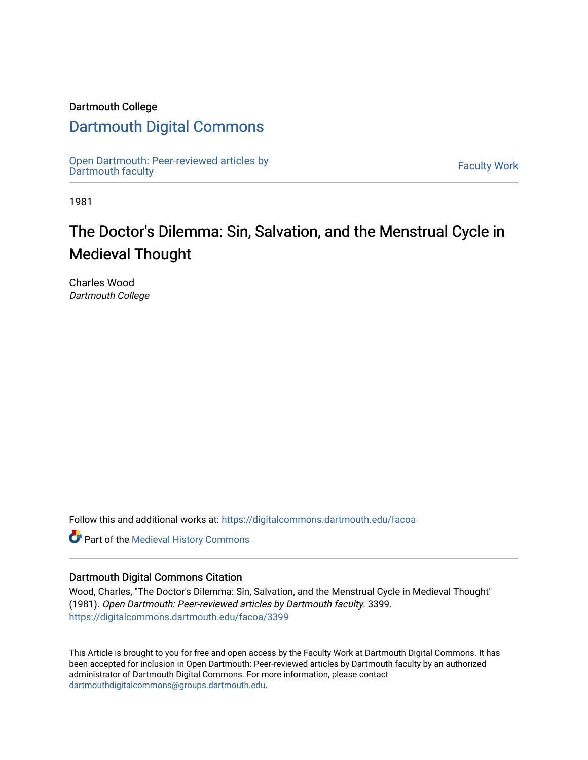Dartmouth College

# Dartmouth Digital Commons

Open Dartmouth: Peer-reviewed articles by Dartmouth faculty

Faculty Work

1981

# The Doctor's Dilemma: Sin, Salvation, and the Menstrual Cycle in Medieval Thought

Charles Wood
*Dartmouth College*

Follow this and additional works at: https://digitalcommons.dartmouth.edu/facoa

Part of the Medieval History Commons

## Dartmouth Digital Commons Citation

Wood, Charles, "The Doctor's Dilemma: Sin, Salvation, and the Menstrual Cycle in Medieval Thought" (1981). *Open Dartmouth: Peer-reviewed articles by Dartmouth faculty*. 3399.
https://digitalcommons.dartmouth.edu/facoa/3399

This Article is brought to you for free and open access by the Faculty Work at Dartmouth Digital Commons. It has been accepted for inclusion in Open Dartmouth: Peer-reviewed articles by Dartmouth faculty by an authorized administrator of Dartmouth Digital Commons. For more information, please contact dartmouthdigitalcommons@groups.dartmouth.edu.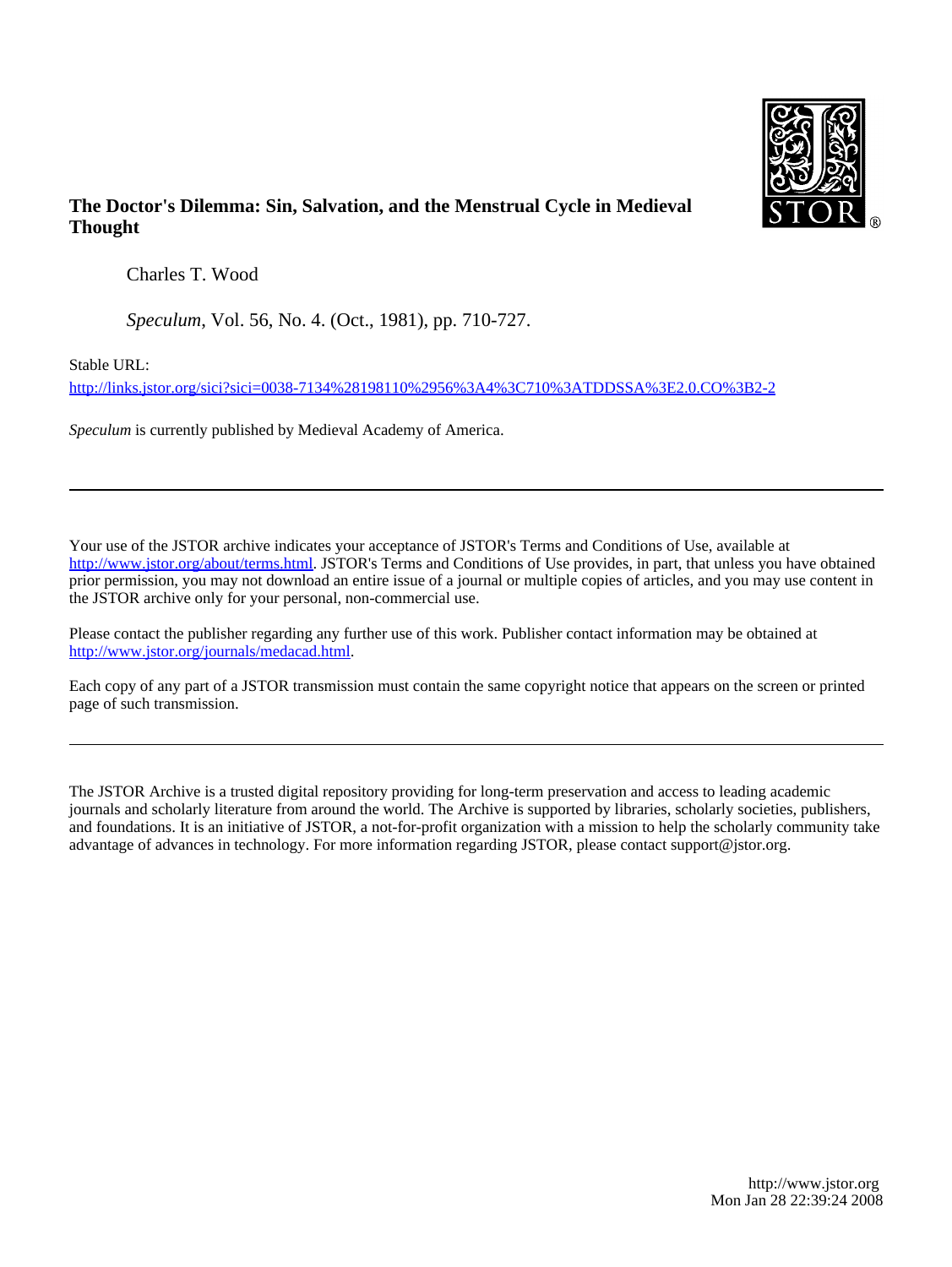**The Doctor's Dilemma: Sin, Salvation, and the Menstrual Cycle in Medieval Thought**

Charles T. Wood

*Speculum*, Vol. 56, No. 4. (Oct., 1981), pp. 710-727.

Stable URL:

http://links.jstor.org/sici?sici=0038-7134%28198110%2956%3A4%3C710%3ATDDSSA%3E2.0.CO%3B2-2

*Speculum* is currently published by Medieval Academy of America.

---

Your use of the JSTOR archive indicates your acceptance of JSTOR's Terms and Conditions of Use, available at http://www.jstor.org/about/terms.html. JSTOR's Terms and Conditions of Use provides, in part, that unless you have obtained prior permission, you may not download an entire issue of a journal or multiple copies of articles, and you may use content in the JSTOR archive only for your personal, non-commercial use.

Please contact the publisher regarding any further use of this work. Publisher contact information may be obtained at http://www.jstor.org/journals/medacad.html.

Each copy of any part of a JSTOR transmission must contain the same copyright notice that appears on the screen or printed page of such transmission.

---

The JSTOR Archive is a trusted digital repository providing for long-term preservation and access to leading academic journals and scholarly literature from around the world. The Archive is supported by libraries, scholarly societies, publishers, and foundations. It is an initiative of JSTOR, a not-for-profit organization with a mission to help the scholarly community take advantage of advances in technology. For more information regarding JSTOR, please contact support@jstor.org.

http://www.jstor.org
Mon Jan 28 22:39:24 2008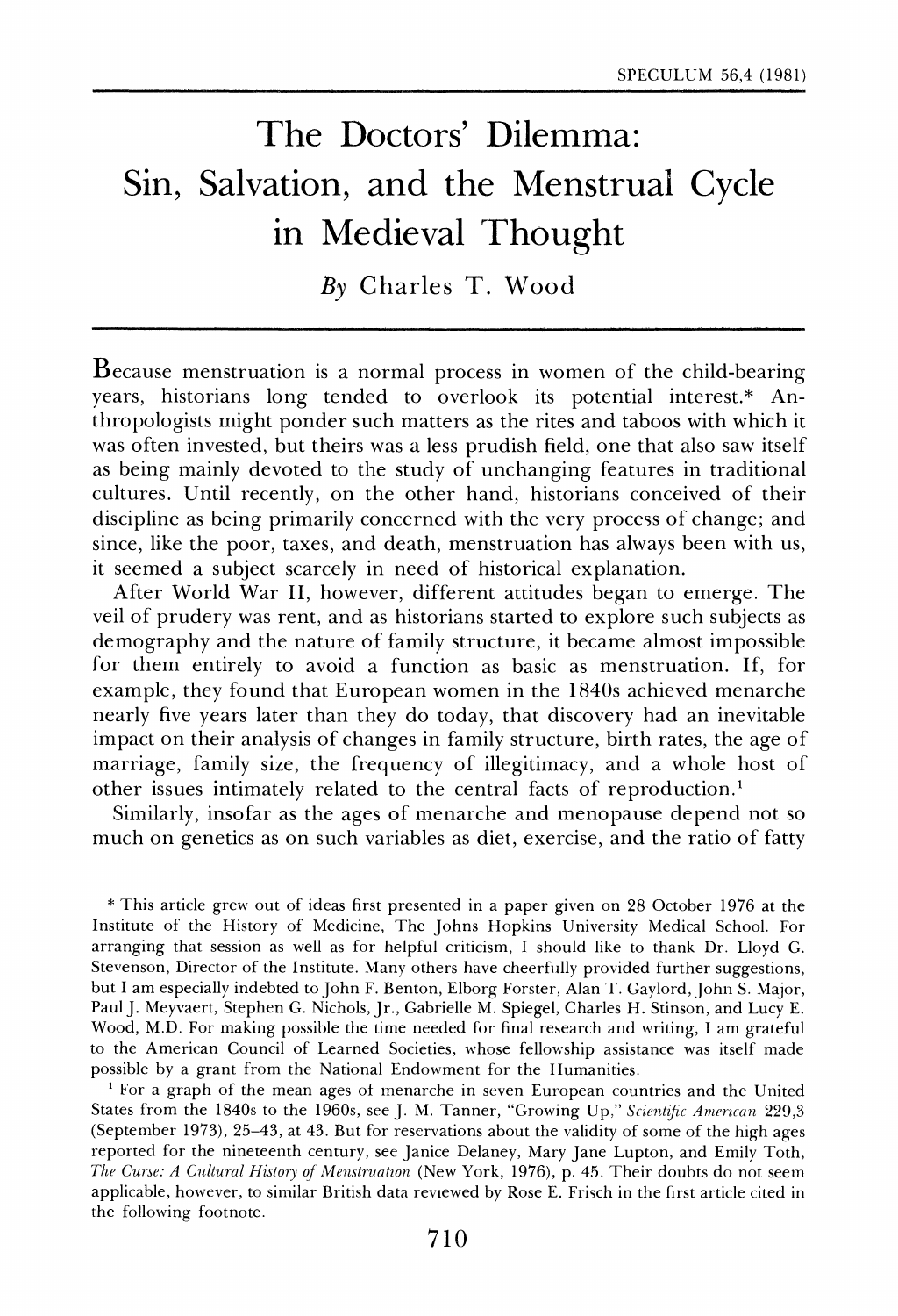# The Doctors' Dilemma: Sin, Salvation, and the Menstrual Cycle in Medieval Thought

*By* Charles T. Wood

Because menstruation is a normal process in women of the child-bearing years, historians long tended to overlook its potential interest.* Anthropologists might ponder such matters as the rites and taboos with which it was often invested, but theirs was a less prudish field, one that also saw itself as being mainly devoted to the study of unchanging features in traditional cultures. Until recently, on the other hand, historians conceived of their discipline as being primarily concerned with the very process of change; and since, like the poor, taxes, and death, menstruation has always been with us, it seemed a subject scarcely in need of historical explanation.

After World War II, however, different attitudes began to emerge. The veil of prudery was rent, and as historians started to explore such subjects as demography and the nature of family structure, it became almost impossible for them entirely to avoid a function as basic as menstruation. If, for example, they found that European women in the 1840s achieved menarche nearly five years later than they do today, that discovery had an inevitable impact on their analysis of changes in family structure, birth rates, the age of marriage, family size, the frequency of illegitimacy, and a whole host of other issues intimately related to the central facts of reproduction.[1]

Similarly, insofar as the ages of menarche and menopause depend not so much on genetics as on such variables as diet, exercise, and the ratio of fatty

---

* This article grew out of ideas first presented in a paper given on 28 October 1976 at the Institute of the History of Medicine, The Johns Hopkins University Medical School. For arranging that session as well as for helpful criticism, I should like to thank Dr. Lloyd G. Stevenson, Director of the Institute. Many others have cheerfully provided further suggestions, but I am especially indebted to John F. Benton, Elborg Forster, Alan T. Gaylord, John S. Major, Paul J. Meyvaert, Stephen G. Nichols, Jr., Gabrielle M. Spiegel, Charles H. Stinson, and Lucy E. Wood, M.D. For making possible the time needed for final research and writing, I am grateful to the American Council of Learned Societies, whose fellowship assistance was itself made possible by a grant from the National Endowment for the Humanities.

[1] For a graph of the mean ages of menarche in seven European countries and the United States from the 1840s to the 1960s, see J. M. Tanner, "Growing Up," *Scientific American* 229,3 (September 1973), 25–43, at 43. But for reservations about the validity of some of the high ages reported for the nineteenth century, see Janice Delaney, Mary Jane Lupton, and Emily Toth, *The Curse: A Cultural History of Menstruation* (New York, 1976), p. 45. Their doubts do not seem applicable, however, to similar British data reviewed by Rose E. Frisch in the first article cited in the following footnote.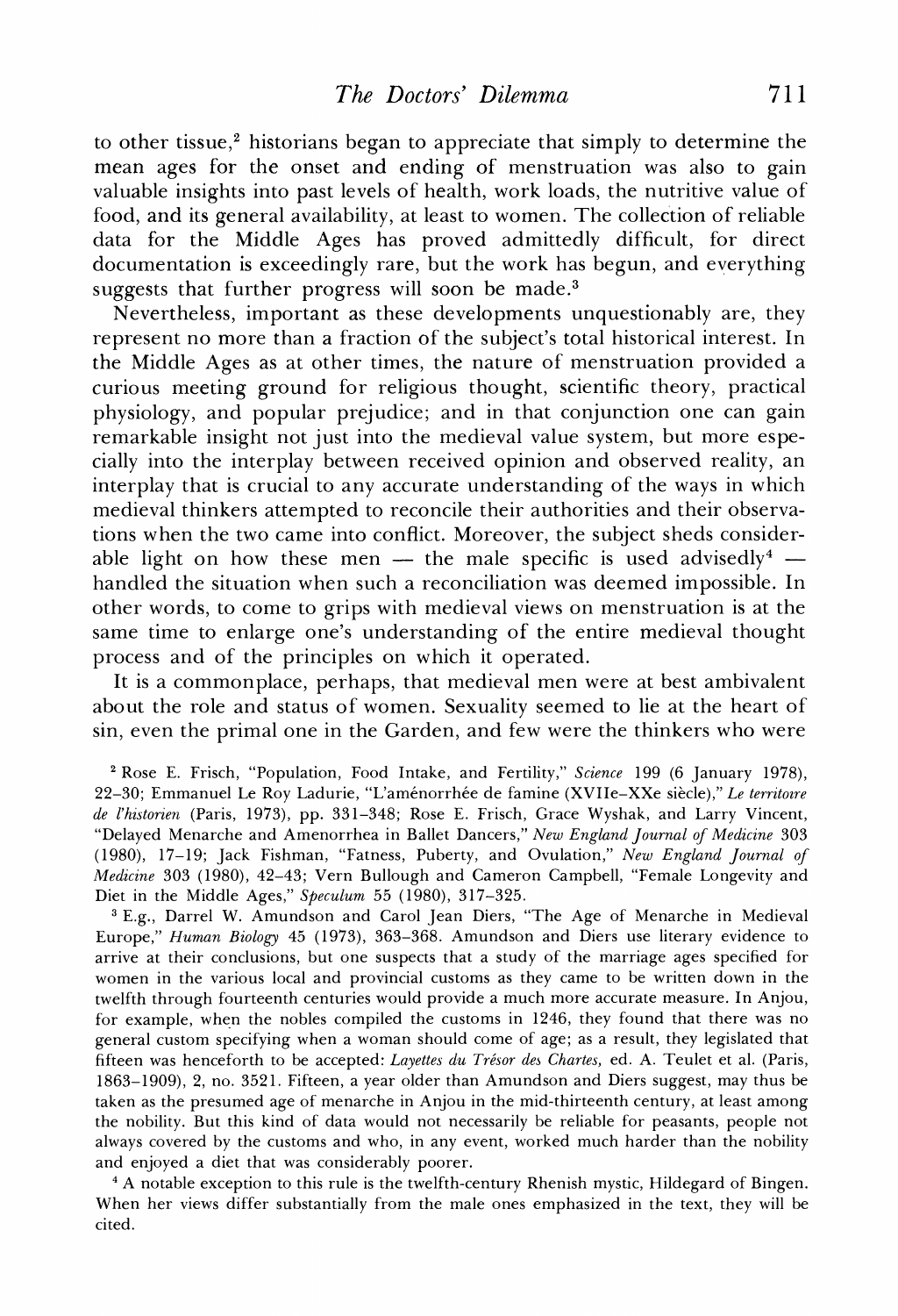to other tissue,[2] historians began to appreciate that simply to determine the mean ages for the onset and ending of menstruation was also to gain valuable insights into past levels of health, work loads, the nutritive value of food, and its general availability, at least to women. The collection of reliable data for the Middle Ages has proved admittedly difficult, for direct documentation is exceedingly rare, but the work has begun, and everything suggests that further progress will soon be made.[3]

Nevertheless, important as these developments unquestionably are, they represent no more than a fraction of the subject's total historical interest. In the Middle Ages as at other times, the nature of menstruation provided a curious meeting ground for religious thought, scientific theory, practical physiology, and popular prejudice; and in that conjunction one can gain remarkable insight not just into the medieval value system, but more especially into the interplay between received opinion and observed reality, an interplay that is crucial to any accurate understanding of the ways in which medieval thinkers attempted to reconcile their authorities and their observations when the two came into conflict. Moreover, the subject sheds considerable light on how these men — the male specific is used advisedly[4] — handled the situation when such a reconciliation was deemed impossible. In other words, to come to grips with medieval views on menstruation is at the same time to enlarge one's understanding of the entire medieval thought process and of the principles on which it operated.

It is a commonplace, perhaps, that medieval men were at best ambivalent about the role and status of women. Sexuality seemed to lie at the heart of sin, even the primal one in the Garden, and few were the thinkers who were

[2] Rose E. Frisch, "Population, Food Intake, and Fertility," *Science* 199 (6 January 1978), 22–30; Emmanuel Le Roy Ladurie, "L'aménorrhée de famine (XVIIe–XXe siècle)," *Le territoire de l'historien* (Paris, 1973), pp. 331–348; Rose E. Frisch, Grace Wyshak, and Larry Vincent, "Delayed Menarche and Amenorrhea in Ballet Dancers," *New England Journal of Medicine* 303 (1980), 17–19; Jack Fishman, "Fatness, Puberty, and Ovulation," *New England Journal of Medicine* 303 (1980), 42–43; Vern Bullough and Cameron Campbell, "Female Longevity and Diet in the Middle Ages," *Speculum* 55 (1980), 317–325.

[3] E.g., Darrel W. Amundson and Carol Jean Diers, "The Age of Menarche in Medieval Europe," *Human Biology* 45 (1973), 363–368. Amundson and Diers use literary evidence to arrive at their conclusions, but one suspects that a study of the marriage ages specified for women in the various local and provincial customs as they came to be written down in the twelfth through fourteenth centuries would provide a much more accurate measure. In Anjou, for example, when the nobles compiled the customs in 1246, they found that there was no general custom specifying when a woman should come of age; as a result, they legislated that fifteen was henceforth to be accepted: *Layettes du Trésor des Chartes*, ed. A. Teulet et al. (Paris, 1863–1909), 2, no. 3521. Fifteen, a year older than Amundson and Diers suggest, may thus be taken as the presumed age of menarche in Anjou in the mid-thirteenth century, at least among the nobility. But this kind of data would not necessarily be reliable for peasants, people not always covered by the customs and who, in any event, worked much harder than the nobility and enjoyed a diet that was considerably poorer.

[4] A notable exception to this rule is the twelfth-century Rhenish mystic, Hildegard of Bingen. When her views differ substantially from the male ones emphasized in the text, they will be cited.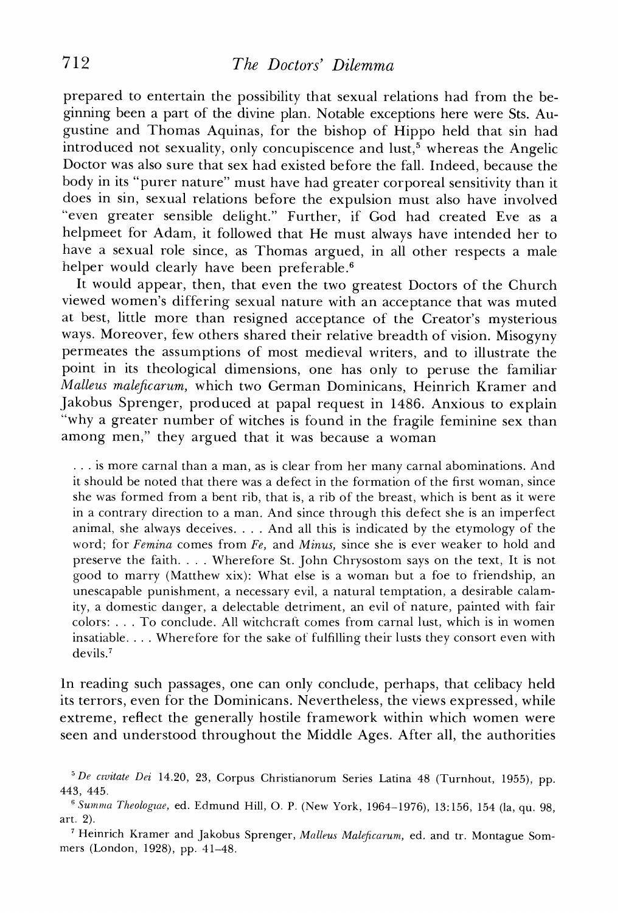prepared to entertain the possibility that sexual relations had from the beginning been a part of the divine plan. Notable exceptions here were Sts. Augustine and Thomas Aquinas, for the bishop of Hippo held that sin had introduced not sexuality, only concupiscence and lust,[5] whereas the Angelic Doctor was also sure that sex had existed before the fall. Indeed, because the body in its "purer nature" must have had greater corporeal sensitivity than it does in sin, sexual relations before the expulsion must also have involved "even greater sensible delight." Further, if God had created Eve as a helpmeet for Adam, it followed that He must always have intended her to have a sexual role since, as Thomas argued, in all other respects a male helper would clearly have been preferable.[6]

It would appear, then, that even the two greatest Doctors of the Church viewed women's differing sexual nature with an acceptance that was muted at best, little more than resigned acceptance of the Creator's mysterious ways. Moreover, few others shared their relative breadth of vision. Misogyny permeates the assumptions of most medieval writers, and to illustrate the point in its theological dimensions, one has only to peruse the familiar *Malleus maleficarum,* which two German Dominicans, Heinrich Kramer and Jakobus Sprenger, produced at papal request in 1486. Anxious to explain "why a greater number of witches is found in the fragile feminine sex than among men," they argued that it was because a woman

> . . . is more carnal than a man, as is clear from her many carnal abominations. And it should be noted that there was a defect in the formation of the first woman, since she was formed from a bent rib, that is, a rib of the breast, which is bent as it were in a contrary direction to a man. And since through this defect she is an imperfect animal, she always deceives. . . . And all this is indicated by the etymology of the word; for *Femina* comes from *Fe,* and *Minus,* since she is ever weaker to hold and preserve the faith. . . . Wherefore St. John Chrysostom says on the text, It is not good to marry (Matthew xix): What else is a woman but a foe to friendship, an unescapable punishment, a necessary evil, a natural temptation, a desirable calamity, a domestic danger, a delectable detriment, an evil of nature, painted with fair colors: . . . To conclude. All witchcraft comes from carnal lust, which is in women insatiable. . . . Wherefore for the sake of fulfilling their lusts they consort even with devils.[7]

In reading such passages, one can only conclude, perhaps, that celibacy held its terrors, even for the Dominicans. Nevertheless, the views expressed, while extreme, reflect the generally hostile framework within which women were seen and understood throughout the Middle Ages. After all, the authorities

---

[5] *De civitate Dei* 14.20, 23, Corpus Christianorum Series Latina 48 (Turnhout, 1955), pp. 443, 445.

[6] *Summa Theologiae,* ed. Edmund Hill, O. P. (New York, 1964–1976), 13:156, 154 (la, qu. 98, art. 2).

[7] Heinrich Kramer and Jakobus Sprenger, *Malleus Maleficarum,* ed. and tr. Montague Sommers (London, 1928), pp. 41–48.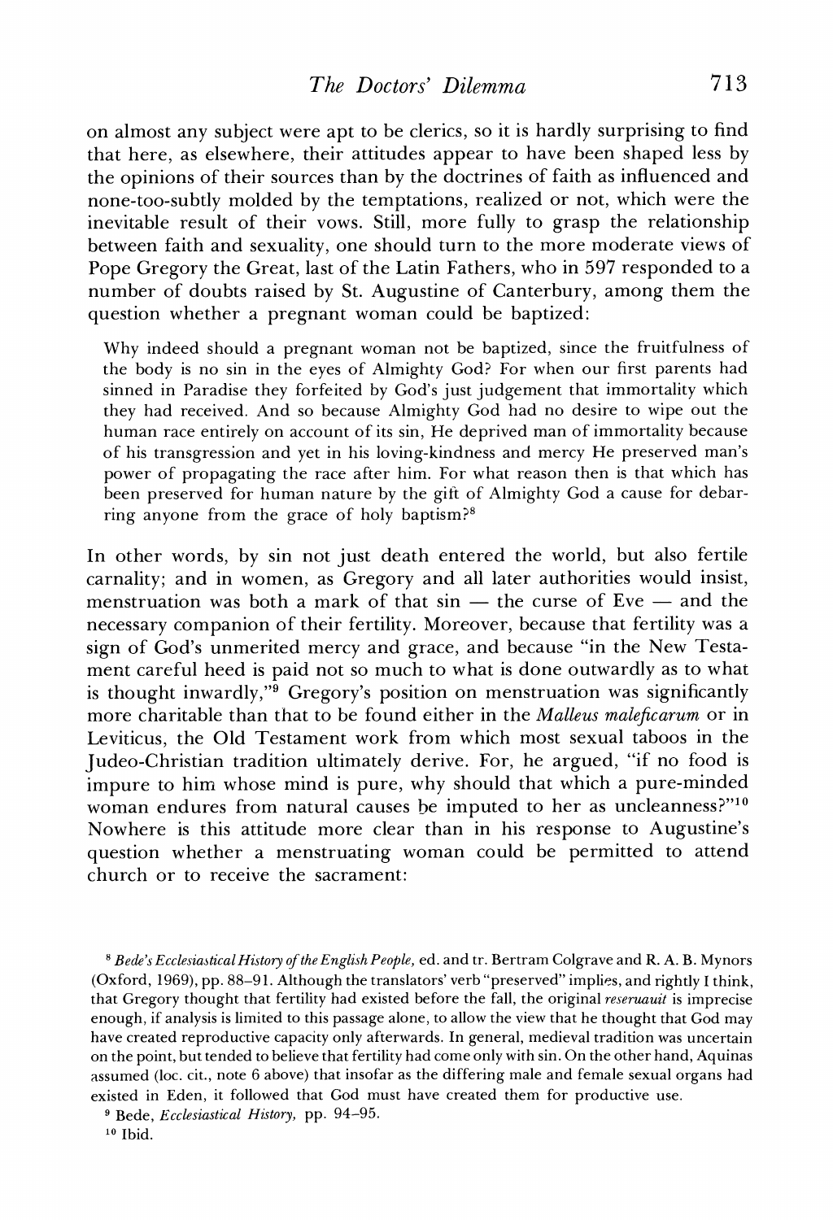on almost any subject were apt to be clerics, so it is hardly surprising to find that here, as elsewhere, their attitudes appear to have been shaped less by the opinions of their sources than by the doctrines of faith as influenced and none-too-subtly molded by the temptations, realized or not, which were the inevitable result of their vows. Still, more fully to grasp the relationship between faith and sexuality, one should turn to the more moderate views of Pope Gregory the Great, last of the Latin Fathers, who in 597 responded to a number of doubts raised by St. Augustine of Canterbury, among them the question whether a pregnant woman could be baptized:

> Why indeed should a pregnant woman not be baptized, since the fruitfulness of the body is no sin in the eyes of Almighty God? For when our first parents had sinned in Paradise they forfeited by God's just judgement that immortality which they had received. And so because Almighty God had no desire to wipe out the human race entirely on account of its sin, He deprived man of immortality because of his transgression and yet in his loving-kindness and mercy He preserved man's power of propagating the race after him. For what reason then is that which has been preserved for human nature by the gift of Almighty God a cause for debarring anyone from the grace of holy baptism?[8]

In other words, by sin not just death entered the world, but also fertile carnality; and in women, as Gregory and all later authorities would insist, menstruation was both a mark of that sin — the curse of Eve — and the necessary companion of their fertility. Moreover, because that fertility was a sign of God's unmerited mercy and grace, and because "in the New Testament careful heed is paid not so much to what is done outwardly as to what is thought inwardly,"[9] Gregory's position on menstruation was significantly more charitable than that to be found either in the *Malleus maleficarum* or in Leviticus, the Old Testament work from which most sexual taboos in the Judeo-Christian tradition ultimately derive. For, he argued, "if no food is impure to him whose mind is pure, why should that which a pure-minded woman endures from natural causes be imputed to her as uncleanness?"[10] Nowhere is this attitude more clear than in his response to Augustine's question whether a menstruating woman could be permitted to attend church or to receive the sacrament:

---

[8] *Bede's Ecclesiastical History of the English People*, ed. and tr. Bertram Colgrave and R. A. B. Mynors (Oxford, 1969), pp. 88–91. Although the translators' verb "preserved" implies, and rightly I think, that Gregory thought that fertility had existed before the fall, the original *reseruauit* is imprecise enough, if analysis is limited to this passage alone, to allow the view that he thought that God may have created reproductive capacity only afterwards. In general, medieval tradition was uncertain on the point, but tended to believe that fertility had come only with sin. On the other hand, Aquinas assumed (loc. cit., note 6 above) that insofar as the differing male and female sexual organs had existed in Eden, it followed that God must have created them for productive use.

[9] Bede, *Ecclesiastical History*, pp. 94–95.

[10] Ibid.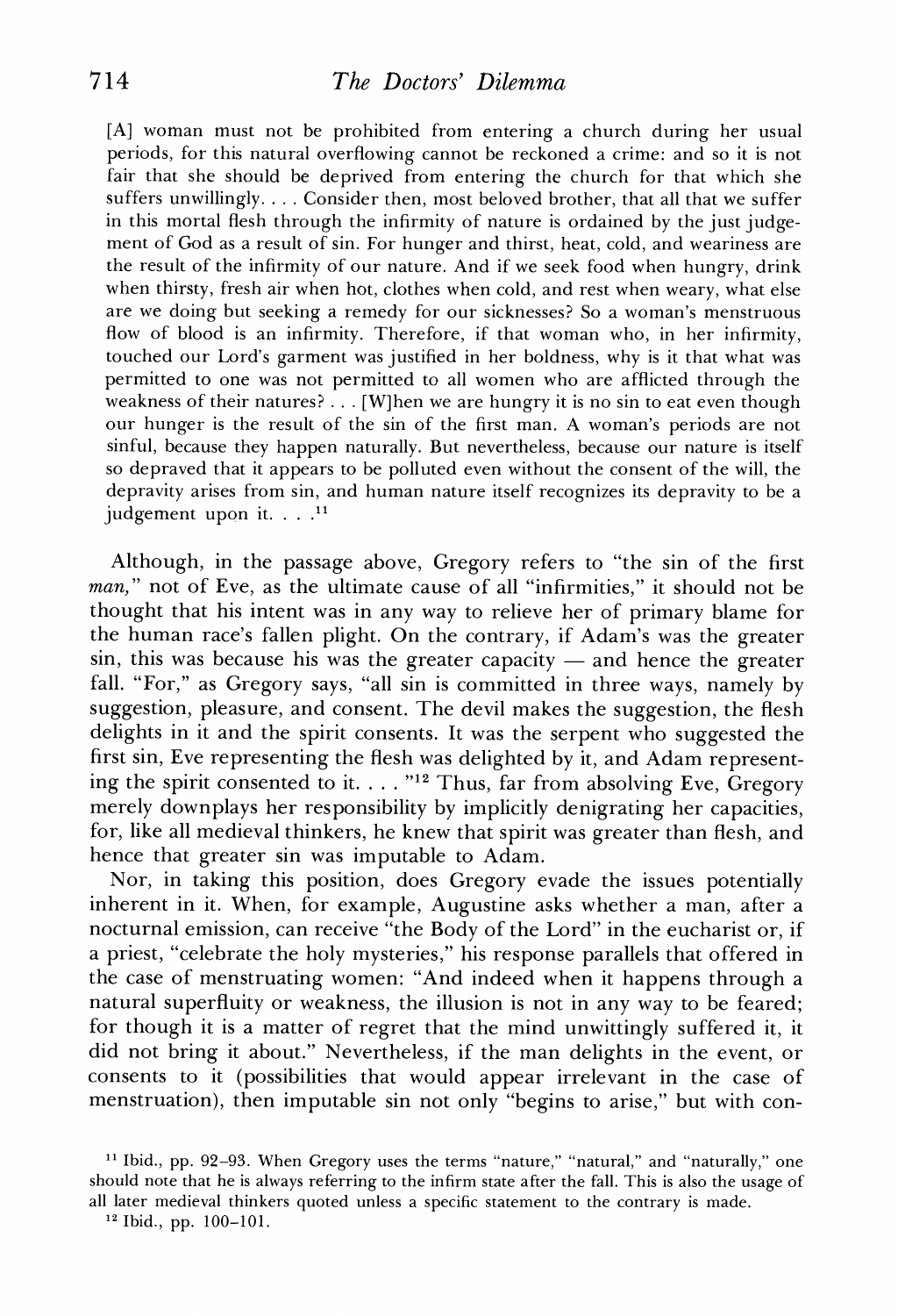[A] woman must not be prohibited from entering a church during her usual periods, for this natural overflowing cannot be reckoned a crime: and so it is not fair that she should be deprived from entering the church for that which she suffers unwillingly. . . . Consider then, most beloved brother, that all that we suffer in this mortal flesh through the infirmity of nature is ordained by the just judgement of God as a result of sin. For hunger and thirst, heat, cold, and weariness are the result of the infirmity of our nature. And if we seek food when hungry, drink when thirsty, fresh air when hot, clothes when cold, and rest when weary, what else are we doing but seeking a remedy for our sicknesses? So a woman's menstruous flow of blood is an infirmity. Therefore, if that woman who, in her infirmity, touched our Lord's garment was justified in her boldness, why is it that what was permitted to one was not permitted to all women who are afflicted through the weakness of their natures? . . . [W]hen we are hungry it is no sin to eat even though our hunger is the result of the sin of the first man. A woman's periods are not sinful, because they happen naturally. But nevertheless, because our nature is itself so depraved that it appears to be polluted even without the consent of the will, the depravity arises from sin, and human nature itself recognizes its depravity to be a judgement upon it. . . .[11]

Although, in the passage above, Gregory refers to "the sin of the first *man*," not of Eve, as the ultimate cause of all "infirmities," it should not be thought that his intent was in any way to relieve her of primary blame for the human race's fallen plight. On the contrary, if Adam's was the greater sin, this was because his was the greater capacity — and hence the greater fall. "For," as Gregory says, "all sin is committed in three ways, namely by suggestion, pleasure, and consent. The devil makes the suggestion, the flesh delights in it and the spirit consents. It was the serpent who suggested the first sin, Eve representing the flesh was delighted by it, and Adam representing the spirit consented to it. . . . "[12] Thus, far from absolving Eve, Gregory merely downplays her responsibility by implicitly denigrating her capacities, for, like all medieval thinkers, he knew that spirit was greater than flesh, and hence that greater sin was imputable to Adam.

Nor, in taking this position, does Gregory evade the issues potentially inherent in it. When, for example, Augustine asks whether a man, after a nocturnal emission, can receive "the Body of the Lord" in the eucharist or, if a priest, "celebrate the holy mysteries," his response parallels that offered in the case of menstruating women: "And indeed when it happens through a natural superfluity or weakness, the illusion is not in any way to be feared; for though it is a matter of regret that the mind unwittingly suffered it, it did not bring it about." Nevertheless, if the man delights in the event, or consents to it (possibilities that would appear irrelevant in the case of menstruation), then imputable sin not only "begins to arise," but with con-

[11] Ibid., pp. 92–93. When Gregory uses the terms "nature," "natural," and "naturally," one should note that he is always referring to the infirm state after the fall. This is also the usage of all later medieval thinkers quoted unless a specific statement to the contrary is made.

[12] Ibid., pp. 100–101.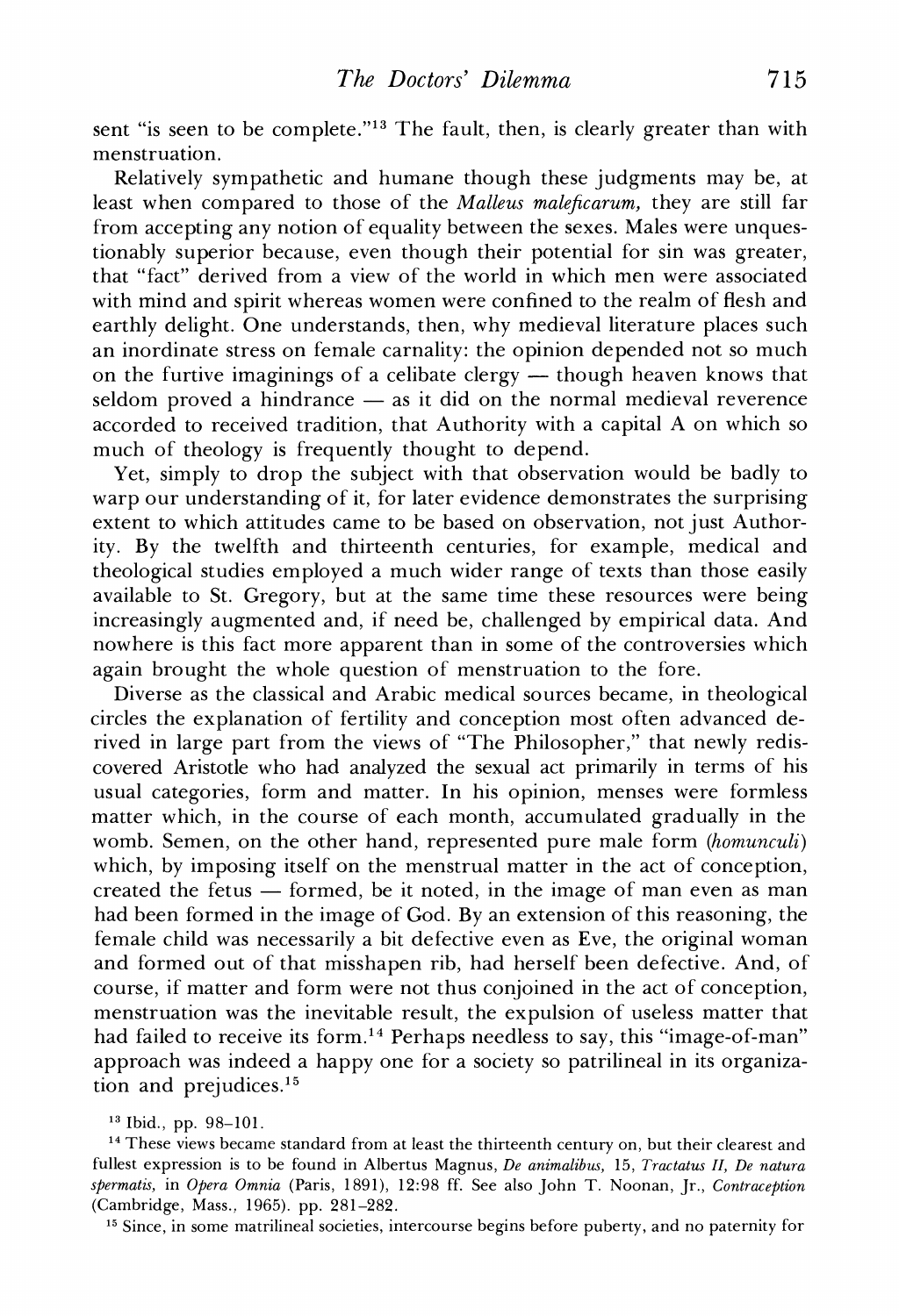sent "is seen to be complete."[13] The fault, then, is clearly greater than with menstruation.

Relatively sympathetic and humane though these judgments may be, at least when compared to those of the *Malleus maleficarum,* they are still far from accepting any notion of equality between the sexes. Males were unquestionably superior because, even though their potential for sin was greater, that "fact" derived from a view of the world in which men were associated with mind and spirit whereas women were confined to the realm of flesh and earthly delight. One understands, then, why medieval literature places such an inordinate stress on female carnality: the opinion depended not so much on the furtive imaginings of a celibate clergy — though heaven knows that seldom proved a hindrance — as it did on the normal medieval reverence accorded to received tradition, that Authority with a capital A on which so much of theology is frequently thought to depend.

Yet, simply to drop the subject with that observation would be badly to warp our understanding of it, for later evidence demonstrates the surprising extent to which attitudes came to be based on observation, not just Authority. By the twelfth and thirteenth centuries, for example, medical and theological studies employed a much wider range of texts than those easily available to St. Gregory, but at the same time these resources were being increasingly augmented and, if need be, challenged by empirical data. And nowhere is this fact more apparent than in some of the controversies which again brought the whole question of menstruation to the fore.

Diverse as the classical and Arabic medical sources became, in theological circles the explanation of fertility and conception most often advanced derived in large part from the views of "The Philosopher," that newly rediscovered Aristotle who had analyzed the sexual act primarily in terms of his usual categories, form and matter. In his opinion, menses were formless matter which, in the course of each month, accumulated gradually in the womb. Semen, on the other hand, represented pure male form (*homunculi*) which, by imposing itself on the menstrual matter in the act of conception, created the fetus — formed, be it noted, in the image of man even as man had been formed in the image of God. By an extension of this reasoning, the female child was necessarily a bit defective even as Eve, the original woman and formed out of that misshapen rib, had herself been defective. And, of course, if matter and form were not thus conjoined in the act of conception, menstruation was the inevitable result, the expulsion of useless matter that had failed to receive its form.[14] Perhaps needless to say, this "image-of-man" approach was indeed a happy one for a society so patrilineal in its organization and prejudices.[15]

[13] Ibid., pp. 98–101.

[14] These views became standard from at least the thirteenth century on, but their clearest and fullest expression is to be found in Albertus Magnus, *De animalibus,* 15, *Tractatus II, De natura spermatis,* in *Opera Omnia* (Paris, 1891), 12:98 ff. See also John T. Noonan, Jr., *Contraception* (Cambridge, Mass., 1965). pp. 281–282.

[15] Since, in some matrilineal societies, intercourse begins before puberty, and no paternity for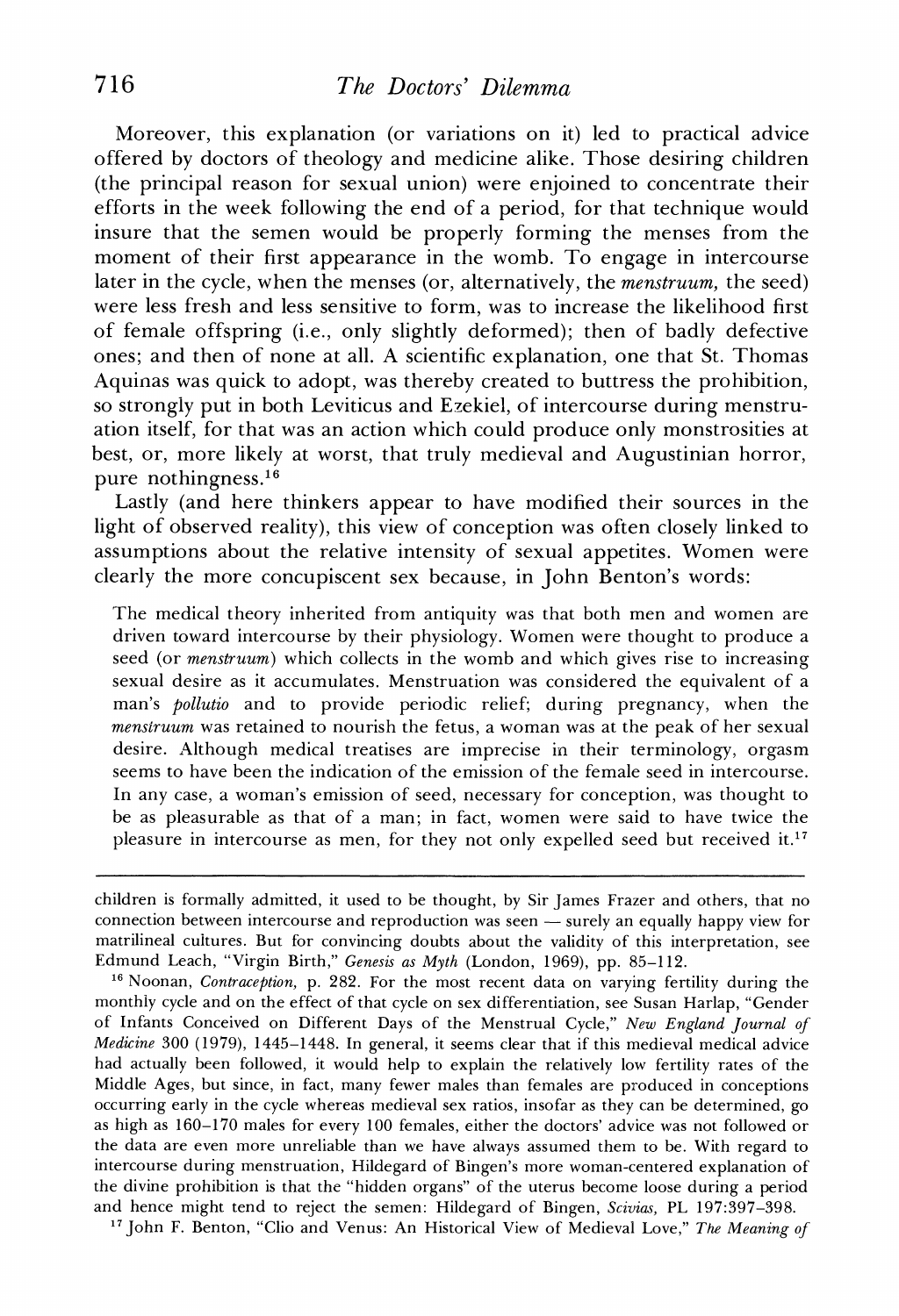Moreover, this explanation (or variations on it) led to practical advice offered by doctors of theology and medicine alike. Those desiring children (the principal reason for sexual union) were enjoined to concentrate their efforts in the week following the end of a period, for that technique would insure that the semen would be properly forming the menses from the moment of their first appearance in the womb. To engage in intercourse later in the cycle, when the menses (or, alternatively, the *menstruum,* the seed) were less fresh and less sensitive to form, was to increase the likelihood first of female offspring (i.e., only slightly deformed); then of badly defective ones; and then of none at all. A scientific explanation, one that St. Thomas Aquinas was quick to adopt, was thereby created to buttress the prohibition, so strongly put in both Leviticus and Ezekiel, of intercourse during menstruation itself, for that was an action which could produce only monstrosities at best, or, more likely at worst, that truly medieval and Augustinian horror, pure nothingness.[16]

Lastly (and here thinkers appear to have modified their sources in the light of observed reality), this view of conception was often closely linked to assumptions about the relative intensity of sexual appetites. Women were clearly the more concupiscent sex because, in John Benton's words:

> The medical theory inherited from antiquity was that both men and women are driven toward intercourse by their physiology. Women were thought to produce a seed (or *menstruum*) which collects in the womb and which gives rise to increasing sexual desire as it accumulates. Menstruation was considered the equivalent of a man's *pollutio* and to provide periodic relief; during pregnancy, when the *menstruum* was retained to nourish the fetus, a woman was at the peak of her sexual desire. Although medical treatises are imprecise in their terminology, orgasm seems to have been the indication of the emission of the female seed in intercourse. In any case, a woman's emission of seed, necessary for conception, was thought to be as pleasurable as that of a man; in fact, women were said to have twice the pleasure in intercourse as men, for they not only expelled seed but received it.[17]

---

children is formally admitted, it used to be thought, by Sir James Frazer and others, that no connection between intercourse and reproduction was seen — surely an equally happy view for matrilineal cultures. But for convincing doubts about the validity of this interpretation, see Edmund Leach, "Virgin Birth," *Genesis as Myth* (London, 1969), pp. 85–112.

[16] Noonan, *Contraception,* p. 282. For the most recent data on varying fertility during the monthly cycle and on the effect of that cycle on sex differentiation, see Susan Harlap, "Gender of Infants Conceived on Different Days of the Menstrual Cycle," *New England Journal of Medicine* 300 (1979), 1445–1448. In general, it seems clear that if this medieval medical advice had actually been followed, it would help to explain the relatively low fertility rates of the Middle Ages, but since, in fact, many fewer males than females are produced in conceptions occurring early in the cycle whereas medieval sex ratios, insofar as they can be determined, go as high as 160–170 males for every 100 females, either the doctors' advice was not followed or the data are even more unreliable than we have always assumed them to be. With regard to intercourse during menstruation, Hildegard of Bingen's more woman-centered explanation of the divine prohibition is that the "hidden organs" of the uterus become loose during a period and hence might tend to reject the semen: Hildegard of Bingen, *Scivias,* PL 197:397–398.

[17] John F. Benton, "Clio and Venus: An Historical View of Medieval Love," *The Meaning of*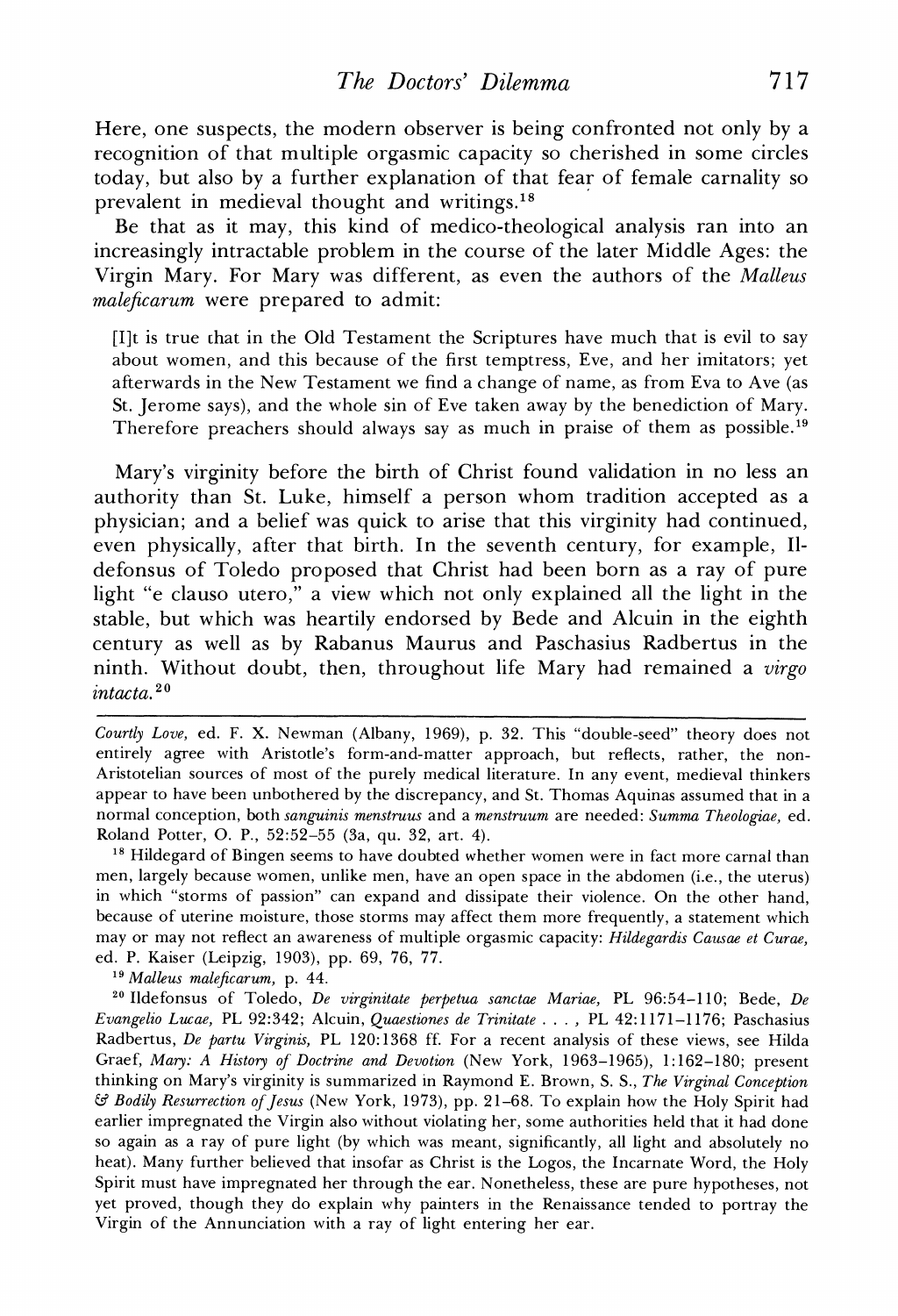Here, one suspects, the modern observer is being confronted not only by a recognition of that multiple orgasmic capacity so cherished in some circles today, but also by a further explanation of that fear of female carnality so prevalent in medieval thought and writings.[18]

Be that as it may, this kind of medico-theological analysis ran into an increasingly intractable problem in the course of the later Middle Ages: the Virgin Mary. For Mary was different, as even the authors of the *Malleus maleficarum* were prepared to admit:

> [I]t is true that in the Old Testament the Scriptures have much that is evil to say about women, and this because of the first temptress, Eve, and her imitators; yet afterwards in the New Testament we find a change of name, as from Eva to Ave (as St. Jerome says), and the whole sin of Eve taken away by the benediction of Mary. Therefore preachers should always say as much in praise of them as possible.[19]

Mary's virginity before the birth of Christ found validation in no less an authority than St. Luke, himself a person whom tradition accepted as a physician; and a belief was quick to arise that this virginity had continued, even physically, after that birth. In the seventh century, for example, Ildefonsus of Toledo proposed that Christ had been born as a ray of pure light "e clauso utero," a view which not only explained all the light in the stable, but which was heartily endorsed by Bede and Alcuin in the eighth century as well as by Rabanus Maurus and Paschasius Radbertus in the ninth. Without doubt, then, throughout life Mary had remained a *virgo intacta*.[20]

---

*Courtly Love*, ed. F. X. Newman (Albany, 1969), p. 32. This "double-seed" theory does not entirely agree with Aristotle's form-and-matter approach, but reflects, rather, the non-Aristotelian sources of most of the purely medical literature. In any event, medieval thinkers appear to have been unbothered by the discrepancy, and St. Thomas Aquinas assumed that in a normal conception, both *sanguinis menstruus* and a *menstruum* are needed: *Summa Theologiae*, ed. Roland Potter, O. P., 52:52–55 (3a, qu. 32, art. 4).

[18] Hildegard of Bingen seems to have doubted whether women were in fact more carnal than men, largely because women, unlike men, have an open space in the abdomen (i.e., the uterus) in which "storms of passion" can expand and dissipate their violence. On the other hand, because of uterine moisture, those storms may affect them more frequently, a statement which may or may not reflect an awareness of multiple orgasmic capacity: *Hildegardis Causae et Curae*, ed. P. Kaiser (Leipzig, 1903), pp. 69, 76, 77.

[19] *Malleus maleficarum*, p. 44.

[20] Ildefonsus of Toledo, *De virginitate perpetua sanctae Mariae*, PL 96:54–110; Bede, *De Evangelio Lucae*, PL 92:342; Alcuin, *Quaestiones de Trinitate . . .* , PL 42:1171–1176; Paschasius Radbertus, *De partu Virginis*, PL 120:1368 ff. For a recent analysis of these views, see Hilda Graef, *Mary: A History of Doctrine and Devotion* (New York, 1963–1965), 1:162–180; present thinking on Mary's virginity is summarized in Raymond E. Brown, S. S., *The Virginal Conception & Bodily Resurrection of Jesus* (New York, 1973), pp. 21–68. To explain how the Holy Spirit had earlier impregnated the Virgin also without violating her, some authorities held that it had done so again as a ray of pure light (by which was meant, significantly, all light and absolutely no heat). Many further believed that insofar as Christ is the Logos, the Incarnate Word, the Holy Spirit must have impregnated her through the ear. Nonetheless, these are pure hypotheses, not yet proved, though they do explain why painters in the Renaissance tended to portray the Virgin of the Annunciation with a ray of light entering her ear.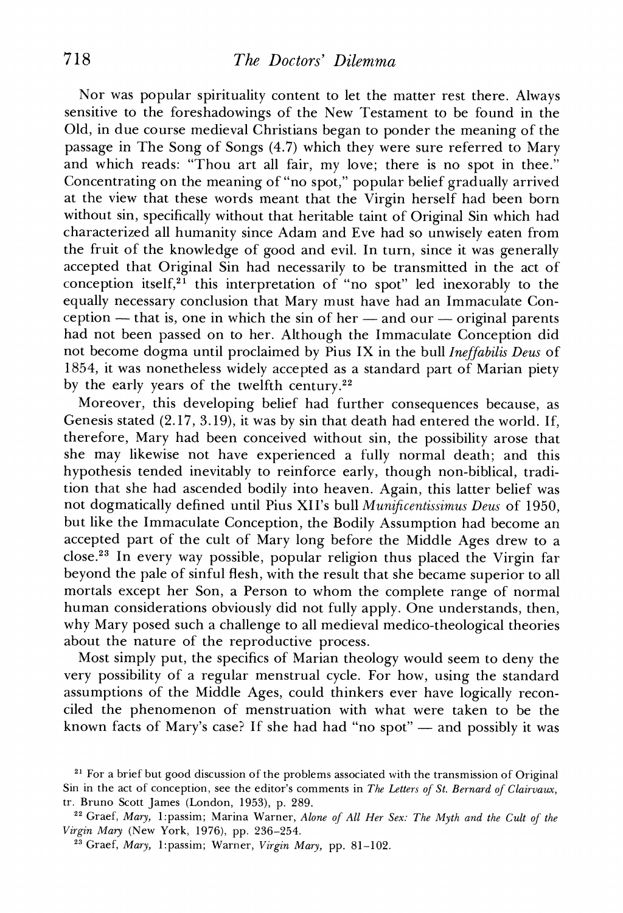Nor was popular spirituality content to let the matter rest there. Always sensitive to the foreshadowings of the New Testament to be found in the Old, in due course medieval Christians began to ponder the meaning of the passage in The Song of Songs (4.7) which they were sure referred to Mary and which reads: "Thou art all fair, my love; there is no spot in thee." Concentrating on the meaning of "no spot," popular belief gradually arrived at the view that these words meant that the Virgin herself had been born without sin, specifically without that heritable taint of Original Sin which had characterized all humanity since Adam and Eve had so unwisely eaten from the fruit of the knowledge of good and evil. In turn, since it was generally accepted that Original Sin had necessarily to be transmitted in the act of conception itself,[21] this interpretation of "no spot" led inexorably to the equally necessary conclusion that Mary must have had an Immaculate Conception — that is, one in which the sin of her — and our — original parents had not been passed on to her. Although the Immaculate Conception did not become dogma until proclaimed by Pius IX in the bull *Ineffabilis Deus* of 1854, it was nonetheless widely accepted as a standard part of Marian piety by the early years of the twelfth century.[22]

Moreover, this developing belief had further consequences because, as Genesis stated (2.17, 3.19), it was by sin that death had entered the world. If, therefore, Mary had been conceived without sin, the possibility arose that she may likewise not have experienced a fully normal death; and this hypothesis tended inevitably to reinforce early, though non-biblical, tradition that she had ascended bodily into heaven. Again, this latter belief was not dogmatically defined until Pius XII's bull *Munificentissimus Deus* of 1950, but like the Immaculate Conception, the Bodily Assumption had become an accepted part of the cult of Mary long before the Middle Ages drew to a close.[23] In every way possible, popular religion thus placed the Virgin far beyond the pale of sinful flesh, with the result that she became superior to all mortals except her Son, a Person to whom the complete range of normal human considerations obviously did not fully apply. One understands, then, why Mary posed such a challenge to all medieval medico-theological theories about the nature of the reproductive process.

Most simply put, the specifics of Marian theology would seem to deny the very possibility of a regular menstrual cycle. For how, using the standard assumptions of the Middle Ages, could thinkers ever have logically reconciled the phenomenon of menstruation with what were taken to be the known facts of Mary's case? If she had had "no spot" — and possibly it was

---

[21] For a brief but good discussion of the problems associated with the transmission of Original Sin in the act of conception, see the editor's comments in *The Letters of St. Bernard of Clairvaux*, tr. Bruno Scott James (London, 1953), p. 289.

[22] Graef, *Mary*, 1:passim; Marina Warner, *Alone of All Her Sex: The Myth and the Cult of the Virgin Mary* (New York, 1976), pp. 236–254.

[23] Graef, *Mary*, 1:passim; Warner, *Virgin Mary*, pp. 81–102.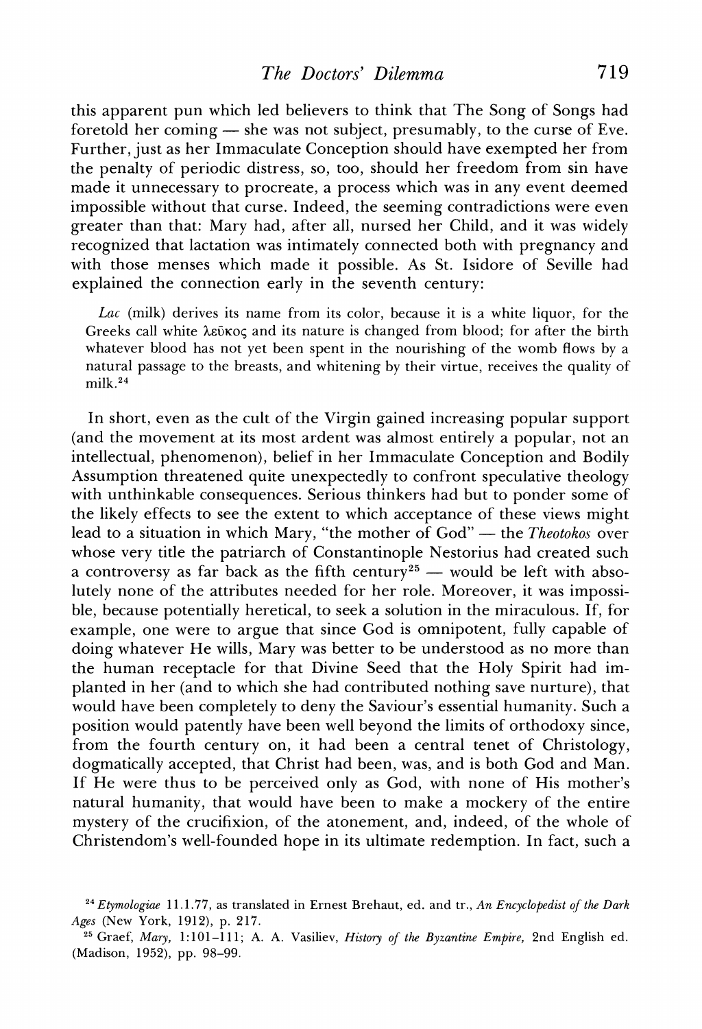this apparent pun which led believers to think that The Song of Songs had foretold her coming — she was not subject, presumably, to the curse of Eve. Further, just as her Immaculate Conception should have exempted her from the penalty of periodic distress, so, too, should her freedom from sin have made it unnecessary to procreate, a process which was in any event deemed impossible without that curse. Indeed, the seeming contradictions were even greater than that: Mary had, after all, nursed her Child, and it was widely recognized that lactation was intimately connected both with pregnancy and with those menses which made it possible. As St. Isidore of Seville had explained the connection early in the seventh century:

> *Lac* (milk) derives its name from its color, because it is a white liquor, for the Greeks call white λεῦκος and its nature is changed from blood; for after the birth whatever blood has not yet been spent in the nourishing of the womb flows by a natural passage to the breasts, and whitening by their virtue, receives the quality of milk.[24]

In short, even as the cult of the Virgin gained increasing popular support (and the movement at its most ardent was almost entirely a popular, not an intellectual, phenomenon), belief in her Immaculate Conception and Bodily Assumption threatened quite unexpectedly to confront speculative theology with unthinkable consequences. Serious thinkers had but to ponder some of the likely effects to see the extent to which acceptance of these views might lead to a situation in which Mary, "the mother of God" — the *Theotokos* over whose very title the patriarch of Constantinople Nestorius had created such a controversy as far back as the fifth century[25] — would be left with absolutely none of the attributes needed for her role. Moreover, it was impossible, because potentially heretical, to seek a solution in the miraculous. If, for example, one were to argue that since God is omnipotent, fully capable of doing whatever He wills, Mary was better to be understood as no more than the human receptacle for that Divine Seed that the Holy Spirit had implanted in her (and to which she had contributed nothing save nurture), that would have been completely to deny the Saviour's essential humanity. Such a position would patently have been well beyond the limits of orthodoxy since, from the fourth century on, it had been a central tenet of Christology, dogmatically accepted, that Christ had been, was, and is both God and Man. If He were thus to be perceived only as God, with none of His mother's natural humanity, that would have been to make a mockery of the entire mystery of the crucifixion, of the atonement, and, indeed, of the whole of Christendom's well-founded hope in its ultimate redemption. In fact, such a

[24] *Etymologiae* 11.1.77, as translated in Ernest Brehaut, ed. and tr., *An Encyclopedist of the Dark Ages* (New York, 1912), p. 217.

[25] Graef, *Mary*, 1:101–111; A. A. Vasiliev, *History of the Byzantine Empire*, 2nd English ed. (Madison, 1952), pp. 98–99.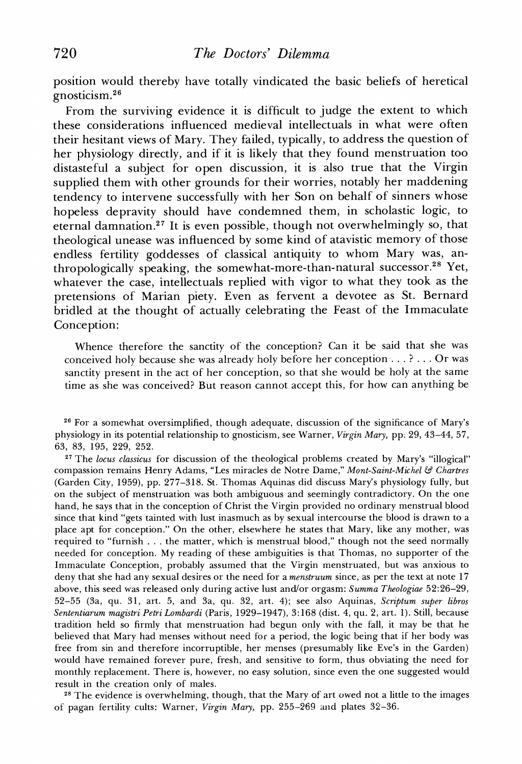position would thereby have totally vindicated the basic beliefs of heretical gnosticism.[26]

From the surviving evidence it is difficult to judge the extent to which these considerations influenced medieval intellectuals in what were often their hesitant views of Mary. They failed, typically, to address the question of her physiology directly, and if it is likely that they found menstruation too distasteful a subject for open discussion, it is also true that the Virgin supplied them with other grounds for their worries, notably her maddening tendency to intervene successfully with her Son on behalf of sinners whose hopeless depravity should have condemned them, in scholastic logic, to eternal damnation.[27] It is even possible, though not overwhelmingly so, that theological unease was influenced by some kind of atavistic memory of those endless fertility goddesses of classical antiquity to whom Mary was, anthropologically speaking, the somewhat-more-than-natural successor.[28] Yet, whatever the case, intellectuals replied with vigor to what they took as the pretensions of Marian piety. Even as fervent a devotee as St. Bernard bridled at the thought of actually celebrating the Feast of the Immaculate Conception:

> Whence therefore the sanctity of the conception? Can it be said that she was conceived holy because she was already holy before her conception . . . ? . . . Or was sanctity present in the act of her conception, so that she would be holy at the same time as she was conceived? But reason cannot accept this, for how can anything be

[26] For a somewhat oversimplified, though adequate, discussion of the significance of Mary's physiology in its potential relationship to gnosticism, see Warner, *Virgin Mary,* pp. 29, 43–44, 57, 63, 83, 195, 229, 252.

[27] The *locus classicus* for discussion of the theological problems created by Mary's "illogical" compassion remains Henry Adams, "Les miracles de Notre Dame," *Mont-Saint-Michel & Chartres* (Garden City, 1959), pp. 277–318. St. Thomas Aquinas did discuss Mary's physiology fully, but on the subject of menstruation was both ambiguous and seemingly contradictory. On the one hand, he says that in the conception of Christ the Virgin provided no ordinary menstrual blood since that kind "gets tainted with lust inasmuch as by sexual intercourse the blood is drawn to a place apt for conception." On the other, elsewhere he states that Mary, like any mother, was required to "furnish . . . the matter, which is menstrual blood," though not the seed normally needed for conception. My reading of these ambiguities is that Thomas, no supporter of the Immaculate Conception, probably assumed that the Virgin menstruated, but was anxious to deny that she had any sexual desires or the need for a *menstruum* since, as per the text at note 17 above, this seed was released only during active lust and/or orgasm: *Summa Theologiae* 52:26–29, 52–55 (3a, qu. 31, art. 5, and 3a, qu. 32, art. 4); see also Aquinas, *Scriptum super libros Sententiarum magistri Petri Lombardi* (Paris, 1929–1947), 3:168 (dist. 4, qu. 2, art. 1). Still, because tradition held so firmly that menstruation had begun only with the fall, it may be that he believed that Mary had menses without need for a period, the logic being that if her body was free from sin and therefore incorruptible, her menses (presumably like Eve's in the Garden) would have remained forever pure, fresh, and sensitive to form, thus obviating the need for monthly replacement. There is, however, no easy solution, since even the one suggested would result in the creation only of males.

[28] The evidence is overwhelming, though, that the Mary of art owed not a little to the images of pagan fertility cults: Warner, *Virgin Mary,* pp. 255–269 and plates 32–36.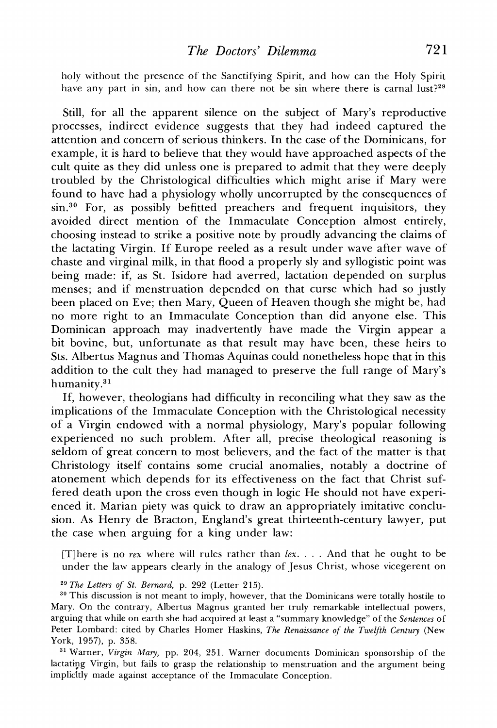holy without the presence of the Sanctifying Spirit, and how can the Holy Spirit have any part in sin, and how can there not be sin where there is carnal lust?[29]

Still, for all the apparent silence on the subject of Mary's reproductive processes, indirect evidence suggests that they had indeed captured the attention and concern of serious thinkers. In the case of the Dominicans, for example, it is hard to believe that they would have approached aspects of the cult quite as they did unless one is prepared to admit that they were deeply troubled by the Christological difficulties which might arise if Mary were found to have had a physiology wholly uncorrupted by the consequences of sin.[30] For, as possibly befitted preachers and frequent inquisitors, they avoided direct mention of the Immaculate Conception almost entirely, choosing instead to strike a positive note by proudly advancing the claims of the lactating Virgin. If Europe reeled as a result under wave after wave of chaste and virginal milk, in that flood a properly sly and syllogistic point was being made: if, as St. Isidore had averred, lactation depended on surplus menses; and if menstruation depended on that curse which had so justly been placed on Eve; then Mary, Queen of Heaven though she might be, had no more right to an Immaculate Conception than did anyone else. This Dominican approach may inadvertently have made the Virgin appear a bit bovine, but, unfortunate as that result may have been, these heirs to Sts. Albertus Magnus and Thomas Aquinas could nonetheless hope that in this addition to the cult they had managed to preserve the full range of Mary's humanity.[31]

If, however, theologians had difficulty in reconciling what they saw as the implications of the Immaculate Conception with the Christological necessity of a Virgin endowed with a normal physiology, Mary's popular following experienced no such problem. After all, precise theological reasoning is seldom of great concern to most believers, and the fact of the matter is that Christology itself contains some crucial anomalies, notably a doctrine of atonement which depends for its effectiveness on the fact that Christ suffered death upon the cross even though in logic He should not have experienced it. Marian piety was quick to draw an appropriately imitative conclusion. As Henry de Bracton, England's great thirteenth-century lawyer, put the case when arguing for a king under law:

> [T]here is no *rex* where will rules rather than *lex*. . . . And that he ought to be under the law appears clearly in the analogy of Jesus Christ, whose vicegerent on

[29] *The Letters of St. Bernard*, p. 292 (Letter 215).

[30] This discussion is not meant to imply, however, that the Dominicans were totally hostile to Mary. On the contrary, Albertus Magnus granted her truly remarkable intellectual powers, arguing that while on earth she had acquired at least a "summary knowledge" of the *Sentences* of Peter Lombard: cited by Charles Homer Haskins, *The Renaissance of the Twelfth Century* (New York, 1957), p. 358.

[31] Warner, *Virgin Mary*, pp. 204, 251. Warner documents Dominican sponsorship of the lactating Virgin, but fails to grasp the relationship to menstruation and the argument being implicitly made against acceptance of the Immaculate Conception.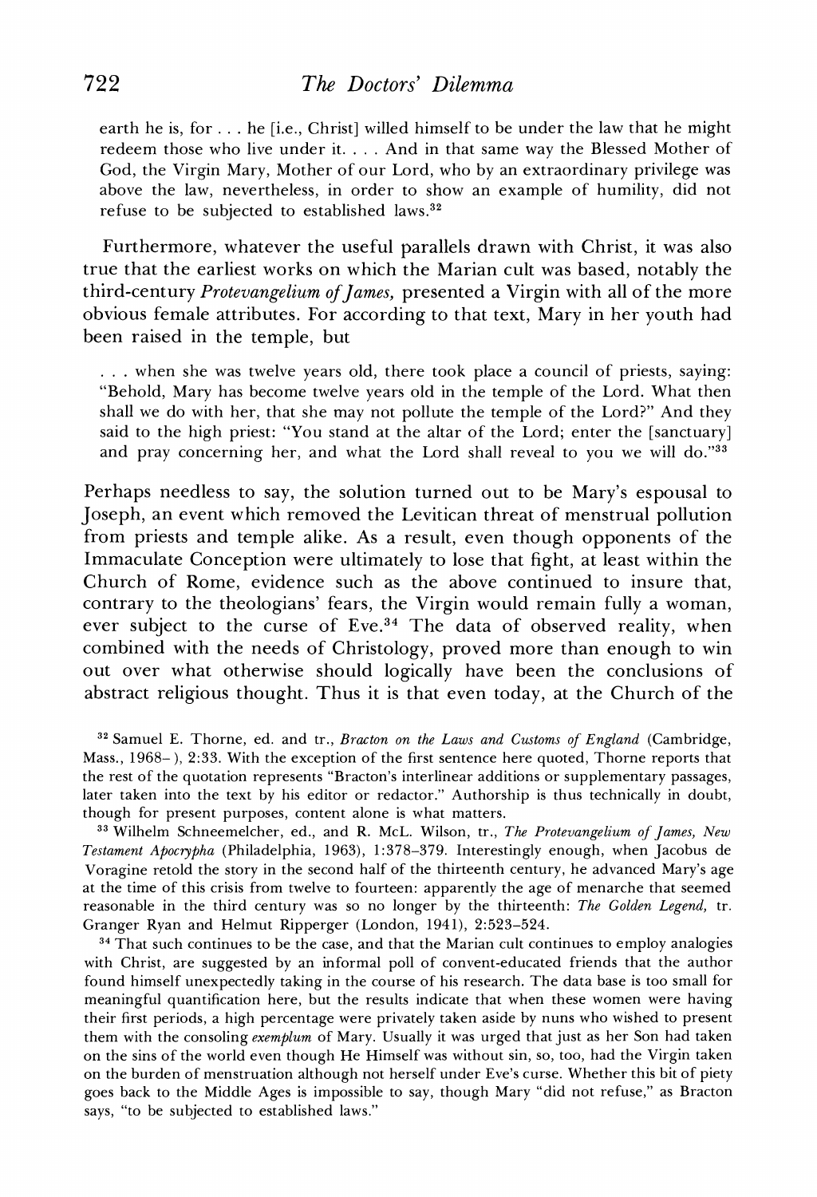> earth he is, for . . . he [i.e., Christ] willed himself to be under the law that he might redeem those who live under it. . . . And in that same way the Blessed Mother of God, the Virgin Mary, Mother of our Lord, who by an extraordinary privilege was above the law, nevertheless, in order to show an example of humility, did not refuse to be subjected to established laws.[32]

Furthermore, whatever the useful parallels drawn with Christ, it was also true that the earliest works on which the Marian cult was based, notably the third-century *Protevangelium of James*, presented a Virgin with all of the more obvious female attributes. For according to that text, Mary in her youth had been raised in the temple, but

> . . . when she was twelve years old, there took place a council of priests, saying: "Behold, Mary has become twelve years old in the temple of the Lord. What then shall we do with her, that she may not pollute the temple of the Lord?" And they said to the high priest: "You stand at the altar of the Lord; enter the [sanctuary] and pray concerning her, and what the Lord shall reveal to you we will do."[33]

Perhaps needless to say, the solution turned out to be Mary's espousal to Joseph, an event which removed the Levitican threat of menstrual pollution from priests and temple alike. As a result, even though opponents of the Immaculate Conception were ultimately to lose that fight, at least within the Church of Rome, evidence such as the above continued to insure that, contrary to the theologians' fears, the Virgin would remain fully a woman, ever subject to the curse of Eve.[34] The data of observed reality, when combined with the needs of Christology, proved more than enough to win out over what otherwise should logically have been the conclusions of abstract religious thought. Thus it is that even today, at the Church of the

[32] Samuel E. Thorne, ed. and tr., *Bracton on the Laws and Customs of England* (Cambridge, Mass., 1968– ), 2:33. With the exception of the first sentence here quoted, Thorne reports that the rest of the quotation represents "Bracton's interlinear additions or supplementary passages, later taken into the text by his editor or redactor." Authorship is thus technically in doubt, though for present purposes, content alone is what matters.

[33] Wilhelm Schneemelcher, ed., and R. McL. Wilson, tr., *The Protevangelium of James, New Testament Apocrypha* (Philadelphia, 1963), 1:378–379. Interestingly enough, when Jacobus de Voragine retold the story in the second half of the thirteenth century, he advanced Mary's age at the time of this crisis from twelve to fourteen: apparently the age of menarche that seemed reasonable in the third century was so no longer by the thirteenth: *The Golden Legend*, tr. Granger Ryan and Helmut Ripperger (London, 1941), 2:523–524.

[34] That such continues to be the case, and that the Marian cult continues to employ analogies with Christ, are suggested by an informal poll of convent-educated friends that the author found himself unexpectedly taking in the course of his research. The data base is too small for meaningful quantification here, but the results indicate that when these women were having their first periods, a high percentage were privately taken aside by nuns who wished to present them with the consoling *exemplum* of Mary. Usually it was urged that just as her Son had taken on the sins of the world even though He Himself was without sin, so, too, had the Virgin taken on the burden of menstruation although not herself under Eve's curse. Whether this bit of piety goes back to the Middle Ages is impossible to say, though Mary "did not refuse," as Bracton says, "to be subjected to established laws."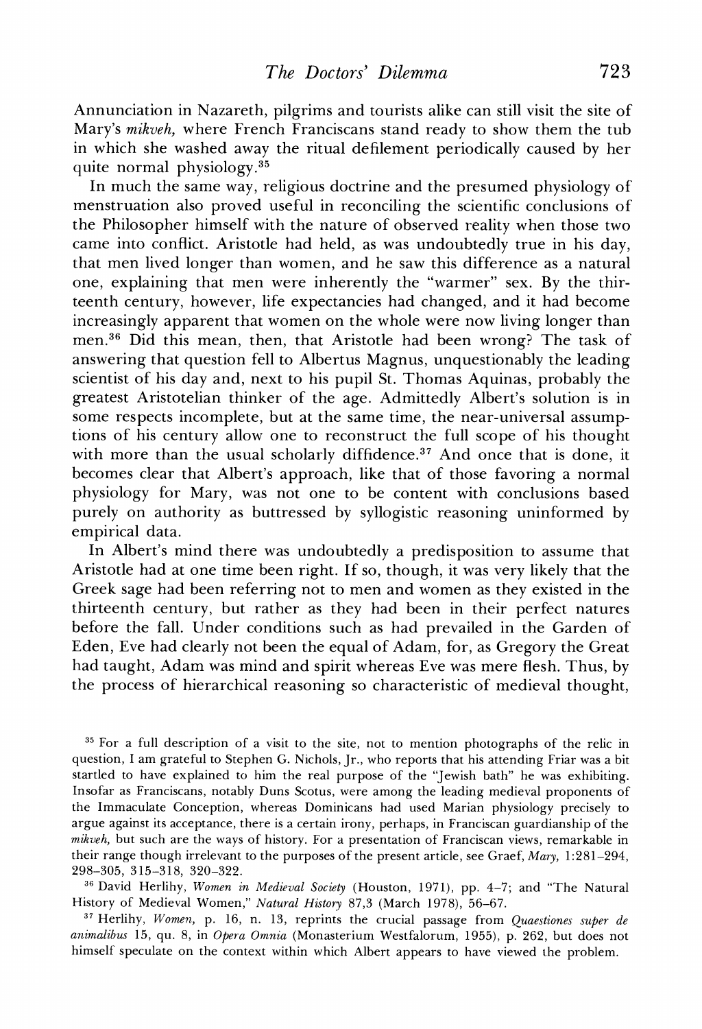Annunciation in Nazareth, pilgrims and tourists alike can still visit the site of Mary's *mikveh,* where French Franciscans stand ready to show them the tub in which she washed away the ritual defilement periodically caused by her quite normal physiology.[35]

In much the same way, religious doctrine and the presumed physiology of menstruation also proved useful in reconciling the scientific conclusions of the Philosopher himself with the nature of observed reality when those two came into conflict. Aristotle had held, as was undoubtedly true in his day, that men lived longer than women, and he saw this difference as a natural one, explaining that men were inherently the "warmer" sex. By the thirteenth century, however, life expectancies had changed, and it had become increasingly apparent that women on the whole were now living longer than men.[36] Did this mean, then, that Aristotle had been wrong? The task of answering that question fell to Albertus Magnus, unquestionably the leading scientist of his day and, next to his pupil St. Thomas Aquinas, probably the greatest Aristotelian thinker of the age. Admittedly Albert's solution is in some respects incomplete, but at the same time, the near-universal assumptions of his century allow one to reconstruct the full scope of his thought with more than the usual scholarly diffidence.[37] And once that is done, it becomes clear that Albert's approach, like that of those favoring a normal physiology for Mary, was not one to be content with conclusions based purely on authority as buttressed by syllogistic reasoning uninformed by empirical data.

In Albert's mind there was undoubtedly a predisposition to assume that Aristotle had at one time been right. If so, though, it was very likely that the Greek sage had been referring not to men and women as they existed in the thirteenth century, but rather as they had been in their perfect natures before the fall. Under conditions such as had prevailed in the Garden of Eden, Eve had clearly not been the equal of Adam, for, as Gregory the Great had taught, Adam was mind and spirit whereas Eve was mere flesh. Thus, by the process of hierarchical reasoning so characteristic of medieval thought,

---

[35] For a full description of a visit to the site, not to mention photographs of the relic in question, I am grateful to Stephen G. Nichols, Jr., who reports that his attending Friar was a bit startled to have explained to him the real purpose of the "Jewish bath" he was exhibiting. Insofar as Franciscans, notably Duns Scotus, were among the leading medieval proponents of the Immaculate Conception, whereas Dominicans had used Marian physiology precisely to argue against its acceptance, there is a certain irony, perhaps, in Franciscan guardianship of the *mikveh,* but such are the ways of history. For a presentation of Franciscan views, remarkable in their range though irrelevant to the purposes of the present article, see Graef, *Mary,* 1:281–294, 298–305, 315–318, 320–322.

[36] David Herlihy, *Women in Medieval Society* (Houston, 1971), pp. 4–7; and "The Natural History of Medieval Women," *Natural History* 87,3 (March 1978), 56–67.

[37] Herlihy, *Women,* p. 16, n. 13, reprints the crucial passage from *Quaestiones super de animalibus* 15, qu. 8, in *Opera Omnia* (Monasterium Westfalorum, 1955), p. 262, but does not himself speculate on the context within which Albert appears to have viewed the problem.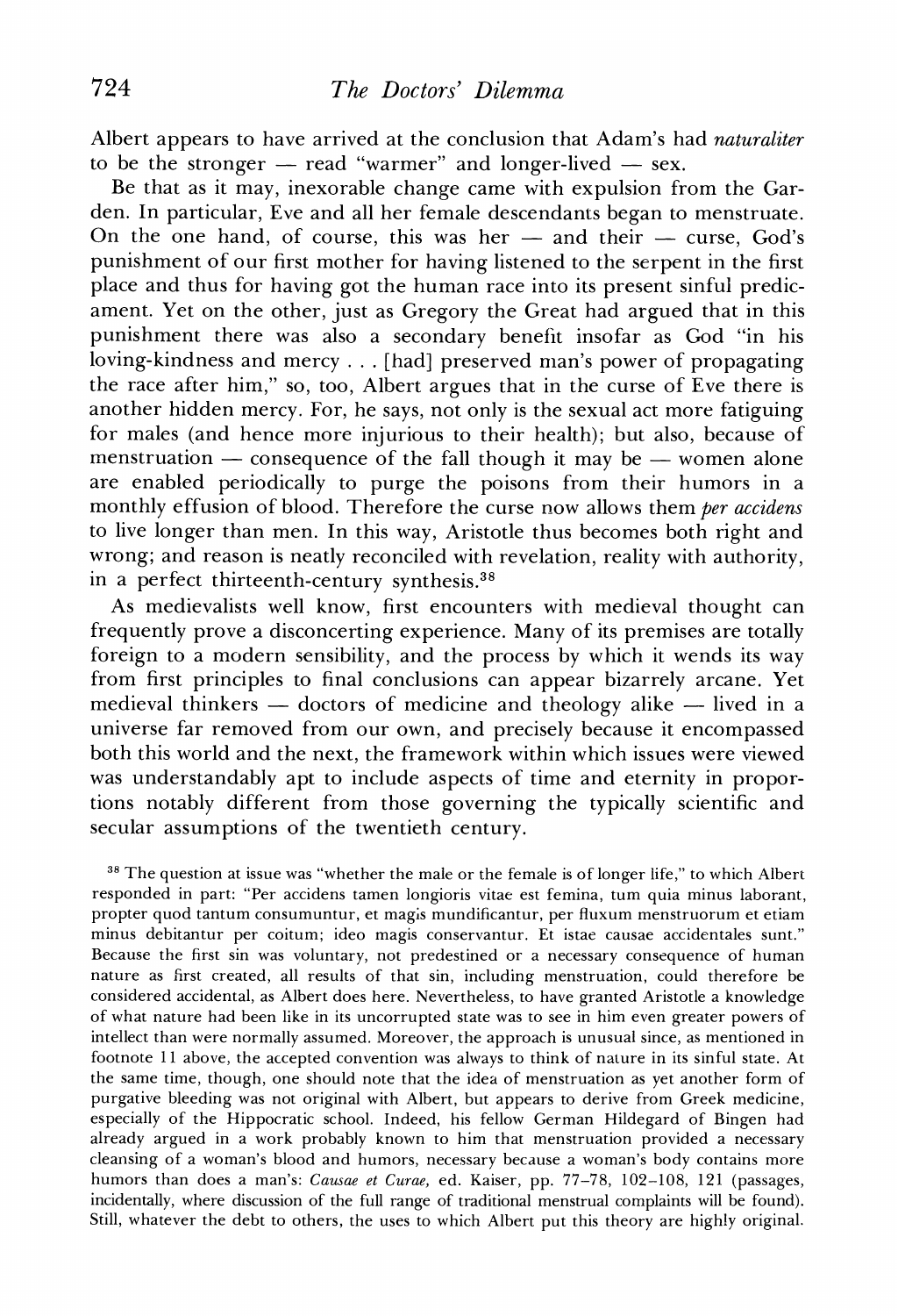Albert appears to have arrived at the conclusion that Adam's had *naturaliter* to be the stronger — read "warmer" and longer-lived — sex.

Be that as it may, inexorable change came with expulsion from the Garden. In particular, Eve and all her female descendants began to menstruate. On the one hand, of course, this was her — and their — curse, God's punishment of our first mother for having listened to the serpent in the first place and thus for having got the human race into its present sinful predicament. Yet on the other, just as Gregory the Great had argued that in this punishment there was also a secondary benefit insofar as God "in his loving-kindness and mercy . . . [had] preserved man's power of propagating the race after him," so, too, Albert argues that in the curse of Eve there is another hidden mercy. For, he says, not only is the sexual act more fatiguing for males (and hence more injurious to their health); but also, because of menstruation — consequence of the fall though it may be — women alone are enabled periodically to purge the poisons from their humors in a monthly effusion of blood. Therefore the curse now allows them *per accidens* to live longer than men. In this way, Aristotle thus becomes both right and wrong; and reason is neatly reconciled with revelation, reality with authority, in a perfect thirteenth-century synthesis.[38]

As medievalists well know, first encounters with medieval thought can frequently prove a disconcerting experience. Many of its premises are totally foreign to a modern sensibility, and the process by which it wends its way from first principles to final conclusions can appear bizarrely arcane. Yet medieval thinkers — doctors of medicine and theology alike — lived in a universe far removed from our own, and precisely because it encompassed both this world and the next, the framework within which issues were viewed was understandably apt to include aspects of time and eternity in proportions notably different from those governing the typically scientific and secular assumptions of the twentieth century.

[38] The question at issue was "whether the male or the female is of longer life," to which Albert responded in part: "Per accidens tamen longioris vitae est femina, tum quia minus laborant, propter quod tantum consumuntur, et magis mundificantur, per fluxum menstruorum et etiam minus debitantur per coitum; ideo magis conservantur. Et istae causae accidentales sunt." Because the first sin was voluntary, not predestined or a necessary consequence of human nature as first created, all results of that sin, including menstruation, could therefore be considered accidental, as Albert does here. Nevertheless, to have granted Aristotle a knowledge of what nature had been like in its uncorrupted state was to see in him even greater powers of intellect than were normally assumed. Moreover, the approach is unusual since, as mentioned in footnote 11 above, the accepted convention was always to think of nature in its sinful state. At the same time, though, one should note that the idea of menstruation as yet another form of purgative bleeding was not original with Albert, but appears to derive from Greek medicine, especially of the Hippocratic school. Indeed, his fellow German Hildegard of Bingen had already argued in a work probably known to him that menstruation provided a necessary cleansing of a woman's blood and humors, necessary because a woman's body contains more humors than does a man's: *Causae et Curae*, ed. Kaiser, pp. 77–78, 102–108, 121 (passages, incidentally, where discussion of the full range of traditional menstrual complaints will be found). Still, whatever the debt to others, the uses to which Albert put this theory are highly original.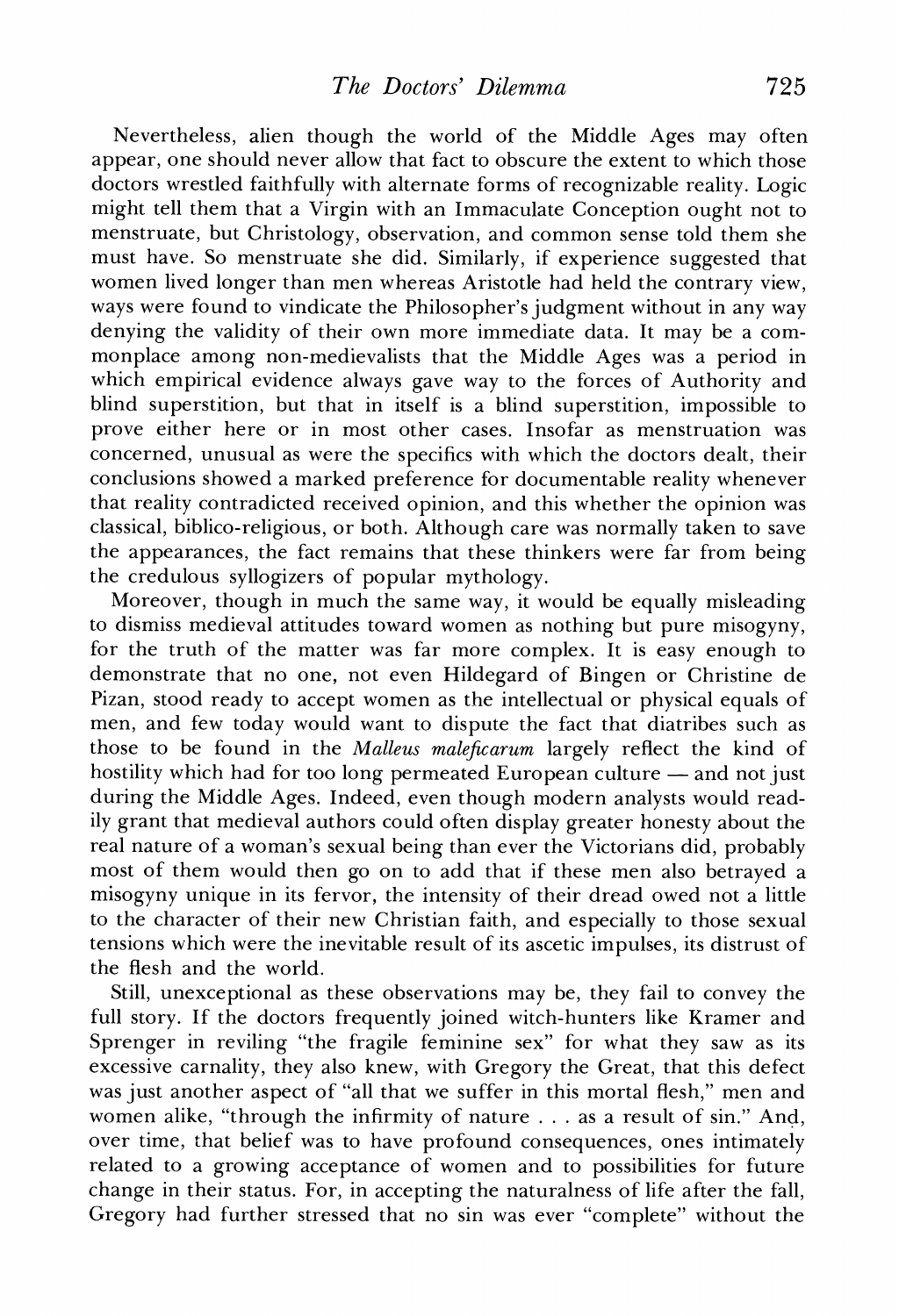Nevertheless, alien though the world of the Middle Ages may often appear, one should never allow that fact to obscure the extent to which those doctors wrestled faithfully with alternate forms of recognizable reality. Logic might tell them that a Virgin with an Immaculate Conception ought not to menstruate, but Christology, observation, and common sense told them she must have. So menstruate she did. Similarly, if experience suggested that women lived longer than men whereas Aristotle had held the contrary view, ways were found to vindicate the Philosopher's judgment without in any way denying the validity of their own more immediate data. It may be a commonplace among non-medievalists that the Middle Ages was a period in which empirical evidence always gave way to the forces of Authority and blind superstition, but that in itself is a blind superstition, impossible to prove either here or in most other cases. Insofar as menstruation was concerned, unusual as were the specifics with which the doctors dealt, their conclusions showed a marked preference for documentable reality whenever that reality contradicted received opinion, and this whether the opinion was classical, biblico-religious, or both. Although care was normally taken to save the appearances, the fact remains that these thinkers were far from being the credulous syllogizers of popular mythology.

Moreover, though in much the same way, it would be equally misleading to dismiss medieval attitudes toward women as nothing but pure misogyny, for the truth of the matter was far more complex. It is easy enough to demonstrate that no one, not even Hildegard of Bingen or Christine de Pizan, stood ready to accept women as the intellectual or physical equals of men, and few today would want to dispute the fact that diatribes such as those to be found in the *Malleus maleficarum* largely reflect the kind of hostility which had for too long permeated European culture — and not just during the Middle Ages. Indeed, even though modern analysts would readily grant that medieval authors could often display greater honesty about the real nature of a woman's sexual being than ever the Victorians did, probably most of them would then go on to add that if these men also betrayed a misogyny unique in its fervor, the intensity of their dread owed not a little to the character of their new Christian faith, and especially to those sexual tensions which were the inevitable result of its ascetic impulses, its distrust of the flesh and the world.

Still, unexceptional as these observations may be, they fail to convey the full story. If the doctors frequently joined witch-hunters like Kramer and Sprenger in reviling "the fragile feminine sex" for what they saw as its excessive carnality, they also knew, with Gregory the Great, that this defect was just another aspect of "all that we suffer in this mortal flesh," men and women alike, "through the infirmity of nature . . . as a result of sin." And, over time, that belief was to have profound consequences, ones intimately related to a growing acceptance of women and to possibilities for future change in their status. For, in accepting the naturalness of life after the fall, Gregory had further stressed that no sin was ever "complete" without the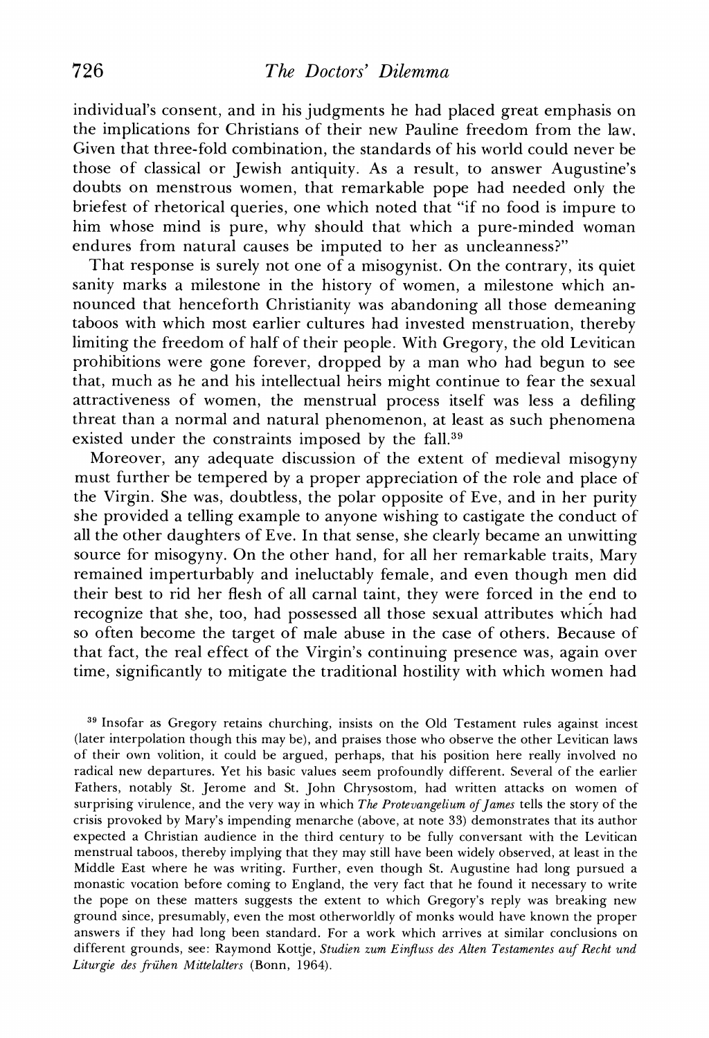individual's consent, and in his judgments he had placed great emphasis on the implications for Christians of their new Pauline freedom from the law. Given that three-fold combination, the standards of his world could never be those of classical or Jewish antiquity. As a result, to answer Augustine's doubts on menstrous women, that remarkable pope had needed only the briefest of rhetorical queries, one which noted that "if no food is impure to him whose mind is pure, why should that which a pure-minded woman endures from natural causes be imputed to her as uncleanness?"

That response is surely not one of a misogynist. On the contrary, its quiet sanity marks a milestone in the history of women, a milestone which announced that henceforth Christianity was abandoning all those demeaning taboos with which most earlier cultures had invested menstruation, thereby limiting the freedom of half of their people. With Gregory, the old Levitican prohibitions were gone forever, dropped by a man who had begun to see that, much as he and his intellectual heirs might continue to fear the sexual attractiveness of women, the menstrual process itself was less a defiling threat than a normal and natural phenomenon, at least as such phenomena existed under the constraints imposed by the fall.[39]

Moreover, any adequate discussion of the extent of medieval misogyny must further be tempered by a proper appreciation of the role and place of the Virgin. She was, doubtless, the polar opposite of Eve, and in her purity she provided a telling example to anyone wishing to castigate the conduct of all the other daughters of Eve. In that sense, she clearly became an unwitting source for misogyny. On the other hand, for all her remarkable traits, Mary remained imperturbably and ineluctably female, and even though men did their best to rid her flesh of all carnal taint, they were forced in the end to recognize that she, too, had possessed all those sexual attributes which had so often become the target of male abuse in the case of others. Because of that fact, the real effect of the Virgin's continuing presence was, again over time, significantly to mitigate the traditional hostility with which women had

[39] Insofar as Gregory retains churching, insists on the Old Testament rules against incest (later interpolation though this may be), and praises those who observe the other Levitican laws of their own volition, it could be argued, perhaps, that his position here really involved no radical new departures. Yet his basic values seem profoundly different. Several of the earlier Fathers, notably St. Jerome and St. John Chrysostom, had written attacks on women of surprising virulence, and the very way in which *The Protevangelium of James* tells the story of the crisis provoked by Mary's impending menarche (above, at note 33) demonstrates that its author expected a Christian audience in the third century to be fully conversant with the Levitican menstrual taboos, thereby implying that they may still have been widely observed, at least in the Middle East where he was writing. Further, even though St. Augustine had long pursued a monastic vocation before coming to England, the very fact that he found it necessary to write the pope on these matters suggests the extent to which Gregory's reply was breaking new ground since, presumably, even the most otherworldly of monks would have known the proper answers if they had long been standard. For a work which arrives at similar conclusions on different grounds, see: Raymond Kottje, *Studien zum Einfluss des Alten Testamentes auf Recht und Liturgie des frühen Mittelalters* (Bonn, 1964).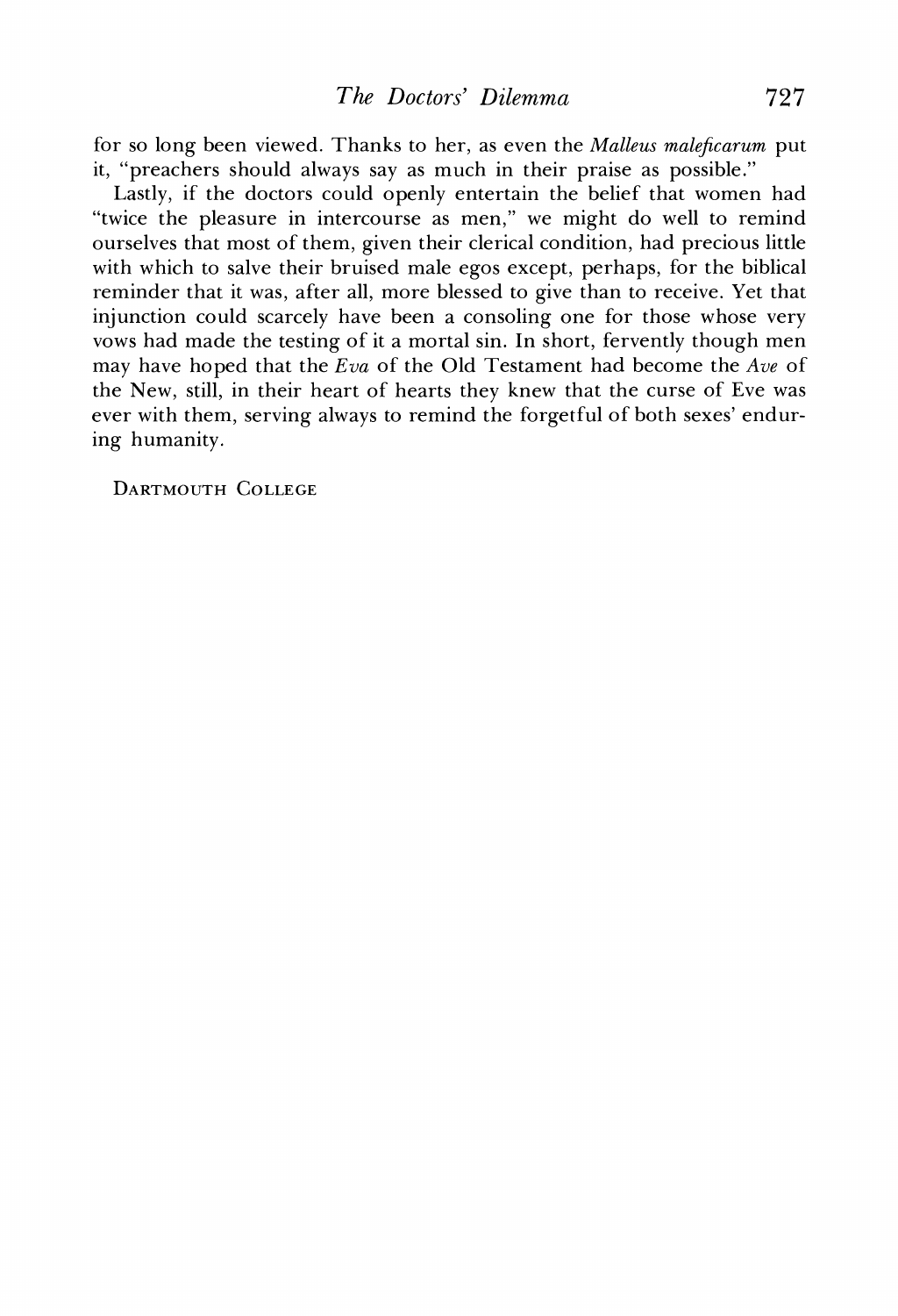for so long been viewed. Thanks to her, as even the *Malleus maleficarum* put it, "preachers should always say as much in their praise as possible."

Lastly, if the doctors could openly entertain the belief that women had "twice the pleasure in intercourse as men," we might do well to remind ourselves that most of them, given their clerical condition, had precious little with which to salve their bruised male egos except, perhaps, for the biblical reminder that it was, after all, more blessed to give than to receive. Yet that injunction could scarcely have been a consoling one for those whose very vows had made the testing of it a mortal sin. In short, fervently though men may have hoped that the *Eva* of the Old Testament had become the *Ave* of the New, still, in their heart of hearts they knew that the curse of Eve was ever with them, serving always to remind the forgetful of both sexes' enduring humanity.

DARTMOUTH COLLEGE